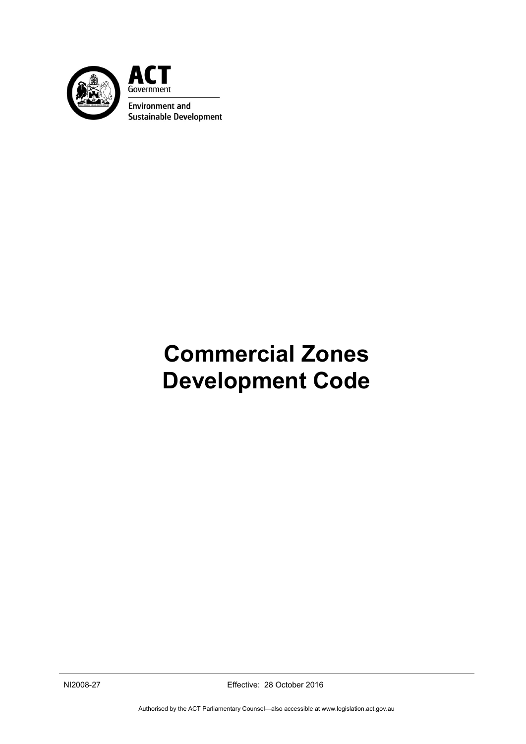ACT Government

Environment and Sustainable Development

# Commercial Zones Development Code

NI2008-27 Effective: 28 October 2016

Authorised by the ACT Parliamentary Counsel—also accessible at www.legislation.act.gov.au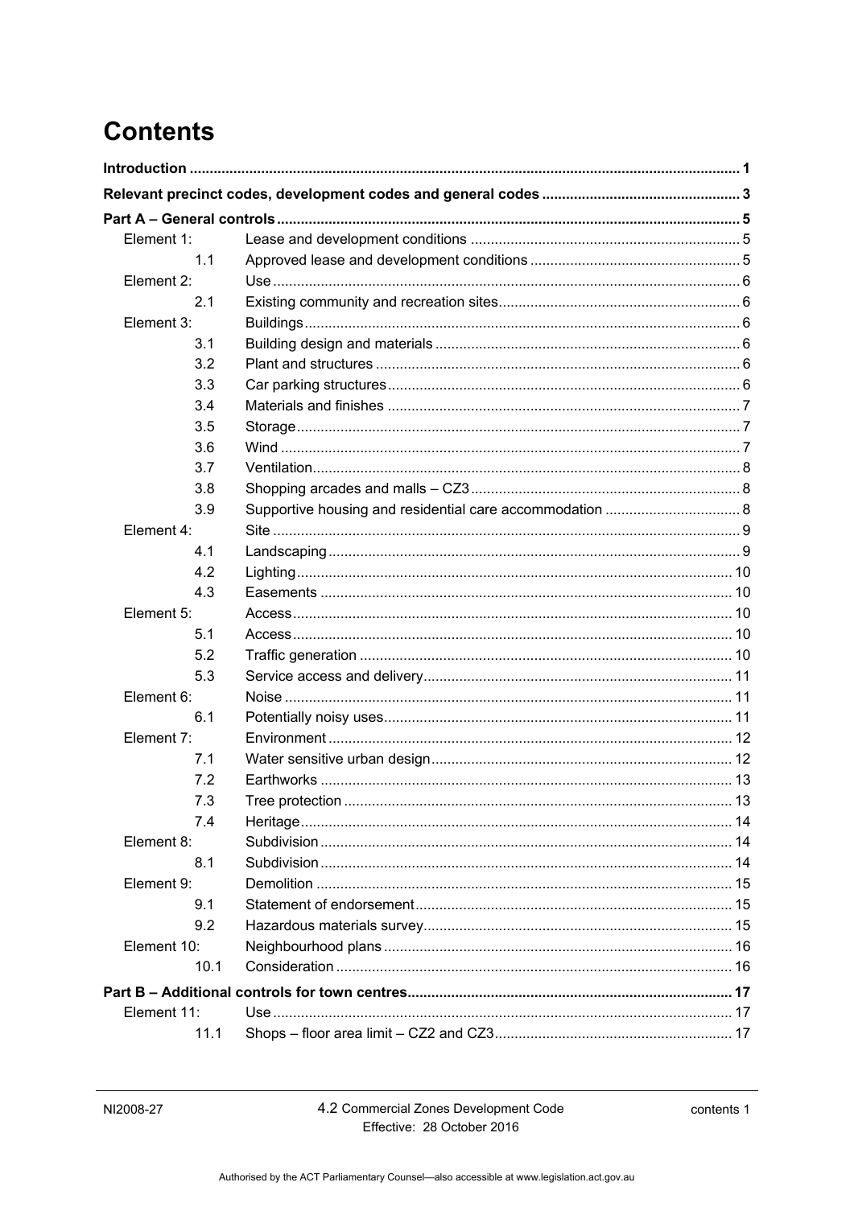# Contents

| | | |
|---|---|---|
| **Introduction** | | **1** |
| **Relevant precinct codes, development codes and general codes** | | **3** |
| **Part A – General controls** | | **5** |
| Element 1: | Lease and development conditions | 5 |
| 1.1 | Approved lease and development conditions | 5 |
| Element 2: | Use | 6 |
| 2.1 | Existing community and recreation sites | 6 |
| Element 3: | Buildings | 6 |
| 3.1 | Building design and materials | 6 |
| 3.2 | Plant and structures | 6 |
| 3.3 | Car parking structures | 6 |
| 3.4 | Materials and finishes | 7 |
| 3.5 | Storage | 7 |
| 3.6 | Wind | 7 |
| 3.7 | Ventilation | 8 |
| 3.8 | Shopping arcades and malls – CZ3 | 8 |
| 3.9 | Supportive housing and residential care accommodation | 8 |
| Element 4: | Site | 9 |
| 4.1 | Landscaping | 9 |
| 4.2 | Lighting | 10 |
| 4.3 | Easements | 10 |
| Element 5: | Access | 10 |
| 5.1 | Access | 10 |
| 5.2 | Traffic generation | 10 |
| 5.3 | Service access and delivery | 11 |
| Element 6: | Noise | 11 |
| 6.1 | Potentially noisy uses | 11 |
| Element 7: | Environment | 12 |
| 7.1 | Water sensitive urban design | 12 |
| 7.2 | Earthworks | 13 |
| 7.3 | Tree protection | 13 |
| 7.4 | Heritage | 14 |
| Element 8: | Subdivision | 14 |
| 8.1 | Subdivision | 14 |
| Element 9: | Demolition | 15 |
| 9.1 | Statement of endorsement | 15 |
| 9.2 | Hazardous materials survey | 15 |
| Element 10: | Neighbourhood plans | 16 |
| 10.1 | Consideration | 16 |
| **Part B – Additional controls for town centres** | | **17** |
| Element 11: | Use | 17 |
| 11.1 | Shops – floor area limit – CZ2 and CZ3 | 17 |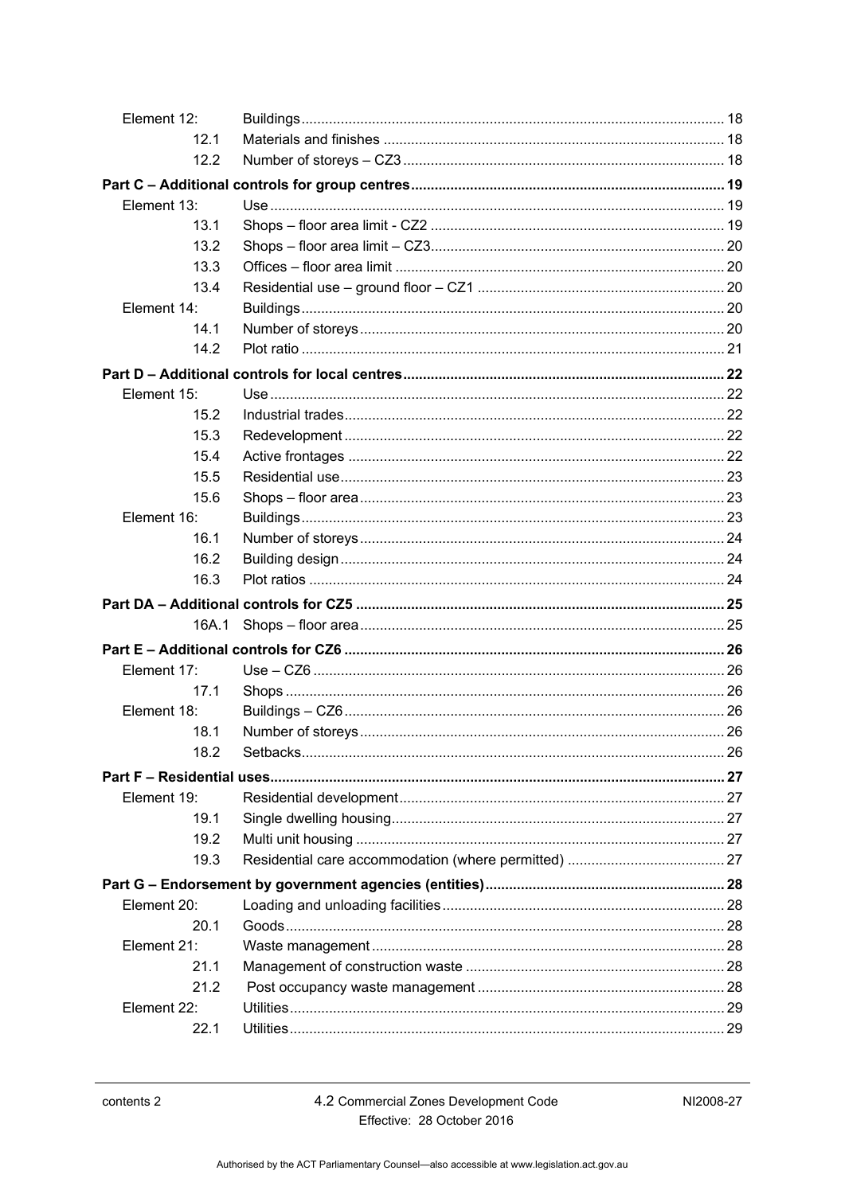| | | |
|---|---|---|
| Element 12: | Buildings | 18 |
| 12.1 | Materials and finishes | 18 |
| 12.2 | Number of storeys – CZ3 | 18 |
| **Part C – Additional controls for group centres** | | **19** |
| Element 13: | Use | 19 |
| 13.1 | Shops – floor area limit - CZ2 | 19 |
| 13.2 | Shops – floor area limit – CZ3 | 20 |
| 13.3 | Offices – floor area limit | 20 |
| 13.4 | Residential use – ground floor – CZ1 | 20 |
| Element 14: | Buildings | 20 |
| 14.1 | Number of storeys | 20 |
| 14.2 | Plot ratio | 21 |
| **Part D – Additional controls for local centres** | | **22** |
| Element 15: | Use | 22 |
| 15.2 | Industrial trades | 22 |
| 15.3 | Redevelopment | 22 |
| 15.4 | Active frontages | 22 |
| 15.5 | Residential use | 23 |
| 15.6 | Shops – floor area | 23 |
| Element 16: | Buildings | 23 |
| 16.1 | Number of storeys | 24 |
| 16.2 | Building design | 24 |
| 16.3 | Plot ratios | 24 |
| **Part DA – Additional controls for CZ5** | | **25** |
| 16A.1 | Shops – floor area | 25 |
| **Part E – Additional controls for CZ6** | | **26** |
| Element 17: | Use – CZ6 | 26 |
| 17.1 | Shops | 26 |
| Element 18: | Buildings – CZ6 | 26 |
| 18.1 | Number of storeys | 26 |
| 18.2 | Setbacks | 26 |
| **Part F – Residential uses** | | **27** |
| Element 19: | Residential development | 27 |
| 19.1 | Single dwelling housing | 27 |
| 19.2 | Multi unit housing | 27 |
| 19.3 | Residential care accommodation (where permitted) | 27 |
| **Part G – Endorsement by government agencies (entities)** | | **28** |
| Element 20: | Loading and unloading facilities | 28 |
| 20.1 | Goods | 28 |
| Element 21: | Waste management | 28 |
| 21.1 | Management of construction waste | 28 |
| 21.2 | Post occupancy waste management | 28 |
| Element 22: | Utilities | 29 |
| 22.1 | Utilities | 29 |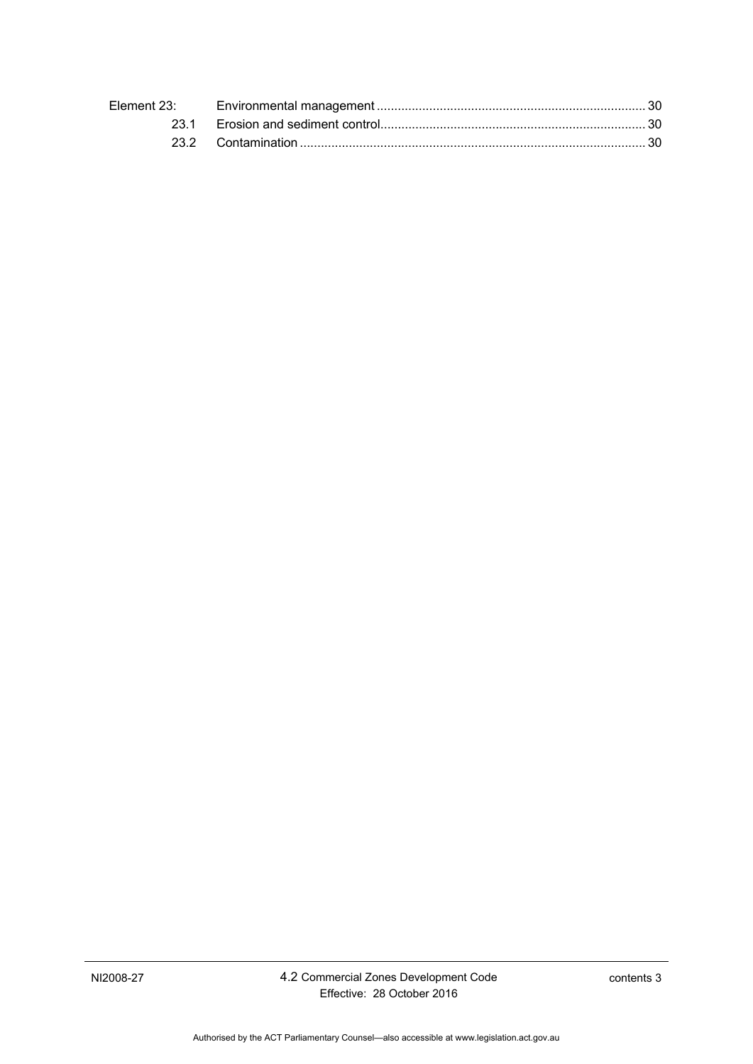| | | |
|---|---|---|
| Element 23: | Environmental management | 30 |
| 23.1 | Erosion and sediment control | 30 |
| 23.2 | Contamination | 30 |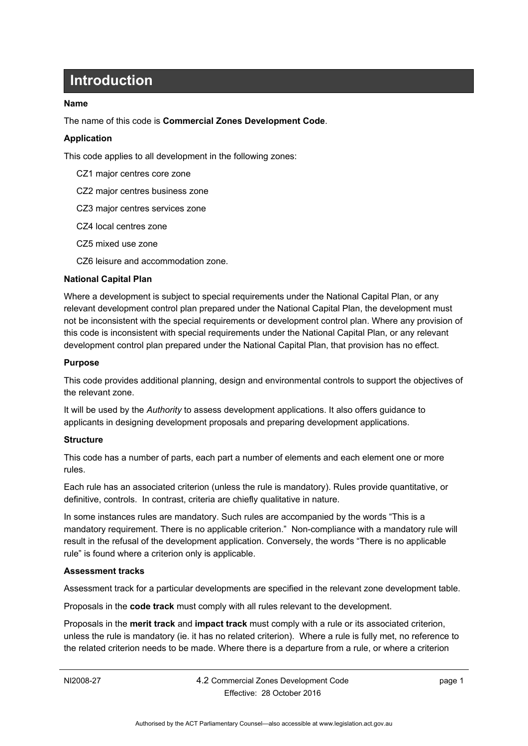# Introduction

**Name**

The name of this code is **Commercial Zones Development Code**.

**Application**

This code applies to all development in the following zones:

CZ1 major centres core zone

CZ2 major centres business zone

CZ3 major centres services zone

CZ4 local centres zone

CZ5 mixed use zone

CZ6 leisure and accommodation zone.

**National Capital Plan**

Where a development is subject to special requirements under the National Capital Plan, or any relevant development control plan prepared under the National Capital Plan, the development must not be inconsistent with the special requirements or development control plan. Where any provision of this code is inconsistent with special requirements under the National Capital Plan, or any relevant development control plan prepared under the National Capital Plan, that provision has no effect.

**Purpose**

This code provides additional planning, design and environmental controls to support the objectives of the relevant zone.

It will be used by the *Authority* to assess development applications. It also offers guidance to applicants in designing development proposals and preparing development applications.

**Structure**

This code has a number of parts, each part a number of elements and each element one or more rules.

Each rule has an associated criterion (unless the rule is mandatory). Rules provide quantitative, or definitive, controls. In contrast, criteria are chiefly qualitative in nature.

In some instances rules are mandatory. Such rules are accompanied by the words "This is a mandatory requirement. There is no applicable criterion." Non-compliance with a mandatory rule will result in the refusal of the development application. Conversely, the words "There is no applicable rule" is found where a criterion only is applicable.

**Assessment tracks**

Assessment track for a particular developments are specified in the relevant zone development table.

Proposals in the **code track** must comply with all rules relevant to the development.

Proposals in the **merit track** and **impact track** must comply with a rule or its associated criterion, unless the rule is mandatory (ie. it has no related criterion). Where a rule is fully met, no reference to the related criterion needs to be made. Where there is a departure from a rule, or where a criterion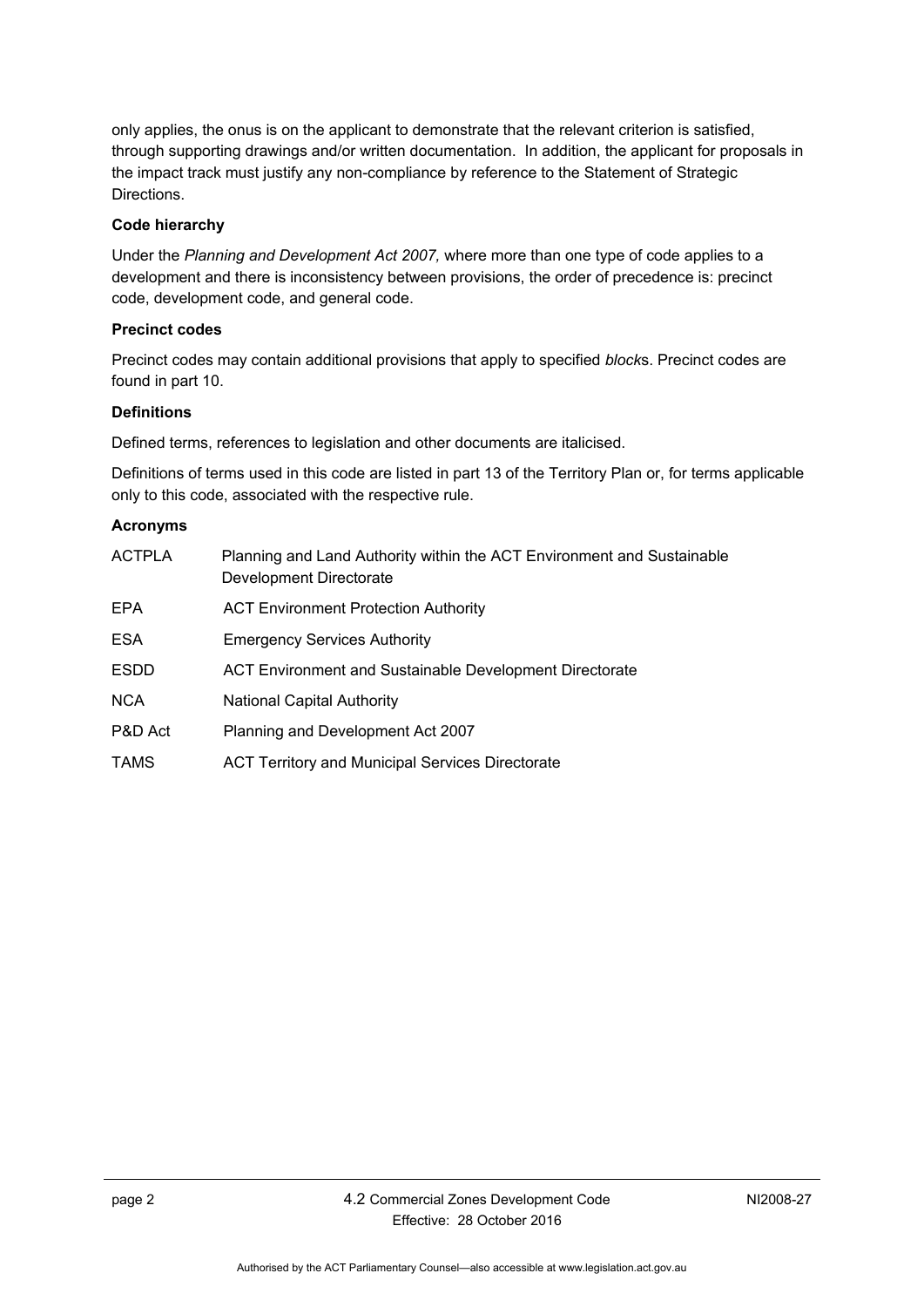only applies, the onus is on the applicant to demonstrate that the relevant criterion is satisfied, through supporting drawings and/or written documentation. In addition, the applicant for proposals in the impact track must justify any non-compliance by reference to the Statement of Strategic Directions.

**Code hierarchy**

Under the *Planning and Development Act 2007,* where more than one type of code applies to a development and there is inconsistency between provisions, the order of precedence is: precinct code, development code, and general code.

**Precinct codes**

Precinct codes may contain additional provisions that apply to specified *block*s. Precinct codes are found in part 10.

**Definitions**

Defined terms, references to legislation and other documents are italicised.

Definitions of terms used in this code are listed in part 13 of the Territory Plan or, for terms applicable only to this code, associated with the respective rule.

**Acronyms**

| | |
|---|---|
| ACTPLA | Planning and Land Authority within the ACT Environment and Sustainable Development Directorate |
| EPA | ACT Environment Protection Authority |
| ESA | Emergency Services Authority |
| ESDD | ACT Environment and Sustainable Development Directorate |
| NCA | National Capital Authority |
| P&D Act | Planning and Development Act 2007 |
| TAMS | ACT Territory and Municipal Services Directorate |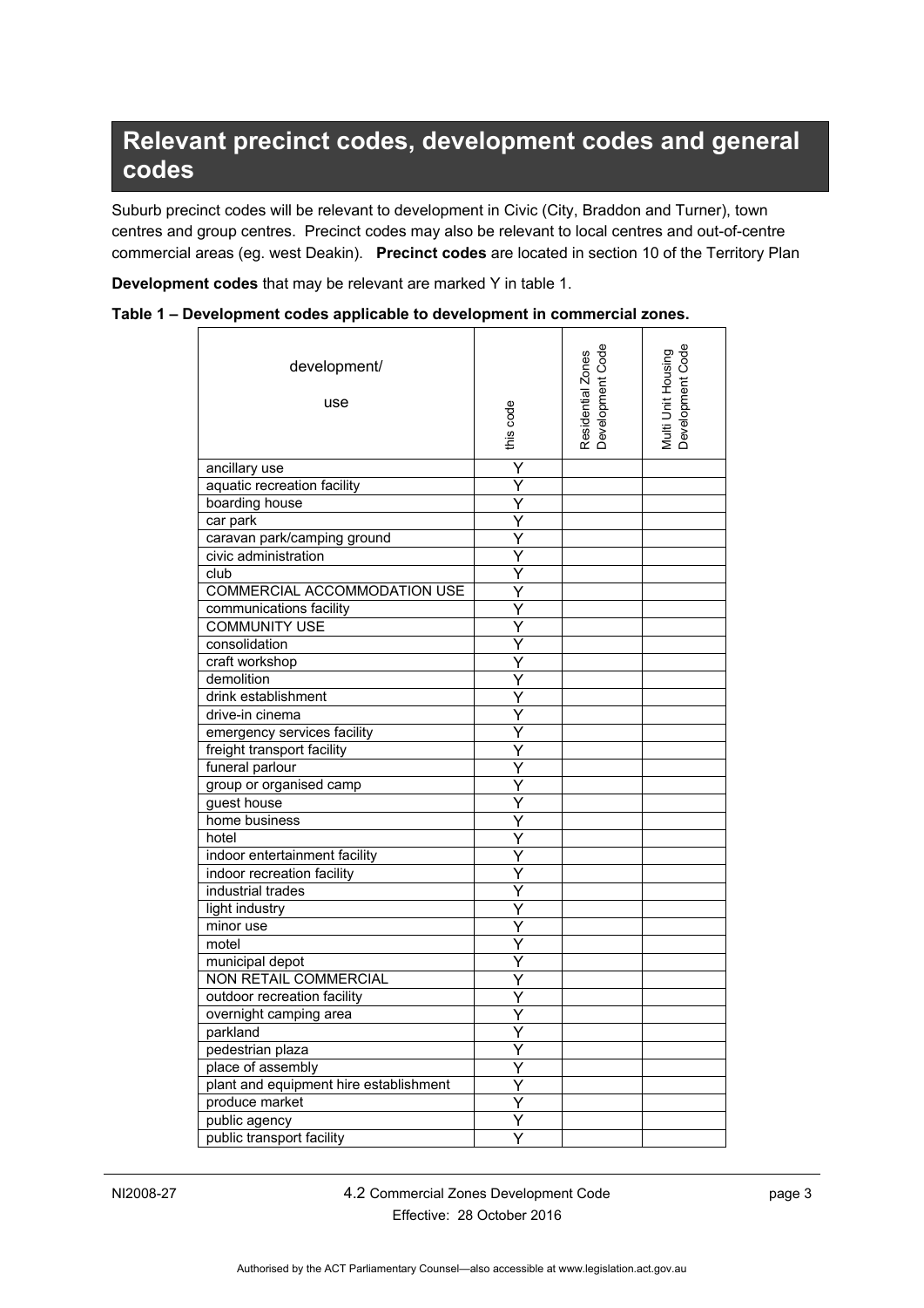# Relevant precinct codes, development codes and general codes

Suburb precinct codes will be relevant to development in Civic (City, Braddon and Turner), town centres and group centres. Precinct codes may also be relevant to local centres and out-of-centre commercial areas (eg. west Deakin). **Precinct codes** are located in section 10 of the Territory Plan

**Development codes** that may be relevant are marked Y in table 1.

**Table 1 – Development codes applicable to development in commercial zones.**

| development/ use | this code | Residential Zones Development Code | Multi Unit Housing Development Code |
|---|---|---|---|
| ancillary use | Y | | |
| aquatic recreation facility | Y | | |
| boarding house | Y | | |
| car park | Y | | |
| caravan park/camping ground | Y | | |
| civic administration | Y | | |
| club | Y | | |
| COMMERCIAL ACCOMMODATION USE | Y | | |
| communications facility | Y | | |
| COMMUNITY USE | Y | | |
| consolidation | Y | | |
| craft workshop | Y | | |
| demolition | Y | | |
| drink establishment | Y | | |
| drive-in cinema | Y | | |
| emergency services facility | Y | | |
| freight transport facility | Y | | |
| funeral parlour | Y | | |
| group or organised camp | Y | | |
| guest house | Y | | |
| home business | Y | | |
| hotel | Y | | |
| indoor entertainment facility | Y | | |
| indoor recreation facility | Y | | |
| industrial trades | Y | | |
| light industry | Y | | |
| minor use | Y | | |
| motel | Y | | |
| municipal depot | Y | | |
| NON RETAIL COMMERCIAL | Y | | |
| outdoor recreation facility | Y | | |
| overnight camping area | Y | | |
| parkland | Y | | |
| pedestrian plaza | Y | | |
| place of assembly | Y | | |
| plant and equipment hire establishment | Y | | |
| produce market | Y | | |
| public agency | Y | | |
| public transport facility | Y | | |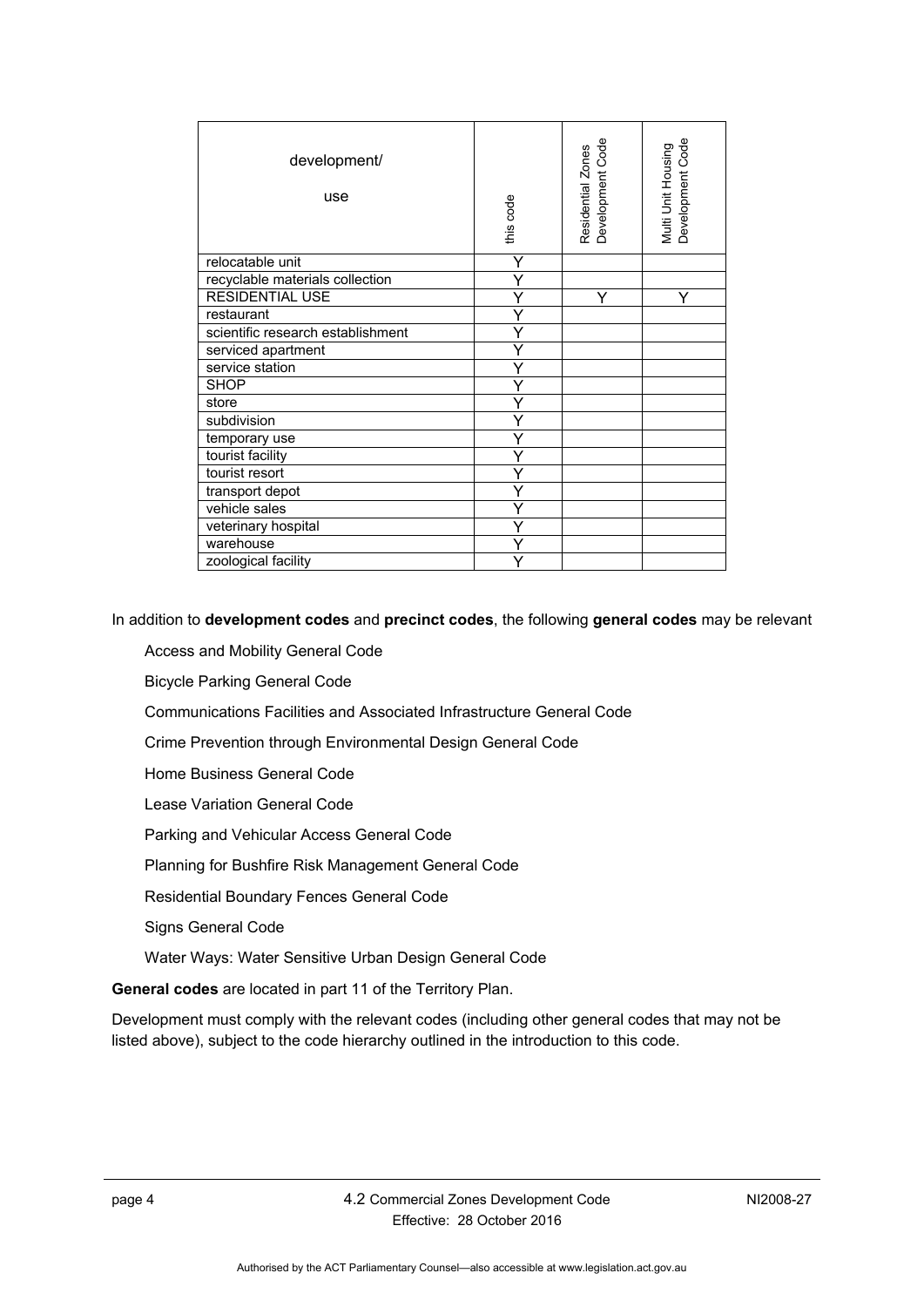| development/ use | this code | Residential Zones Development Code | Multi Unit Housing Development Code |
|---|---|---|---|
| relocatable unit | Y | | |
| recyclable materials collection | Y | | |
| RESIDENTIAL USE | Y | Y | Y |
| restaurant | Y | | |
| scientific research establishment | Y | | |
| serviced apartment | Y | | |
| service station | Y | | |
| SHOP | Y | | |
| store | Y | | |
| subdivision | Y | | |
| temporary use | Y | | |
| tourist facility | Y | | |
| tourist resort | Y | | |
| transport depot | Y | | |
| vehicle sales | Y | | |
| veterinary hospital | Y | | |
| warehouse | Y | | |
| zoological facility | Y | | |

In addition to **development codes** and **precinct codes**, the following **general codes** may be relevant

Access and Mobility General Code

Bicycle Parking General Code

Communications Facilities and Associated Infrastructure General Code

Crime Prevention through Environmental Design General Code

Home Business General Code

Lease Variation General Code

Parking and Vehicular Access General Code

Planning for Bushfire Risk Management General Code

Residential Boundary Fences General Code

Signs General Code

Water Ways: Water Sensitive Urban Design General Code

**General codes** are located in part 11 of the Territory Plan.

Development must comply with the relevant codes (including other general codes that may not be listed above), subject to the code hierarchy outlined in the introduction to this code.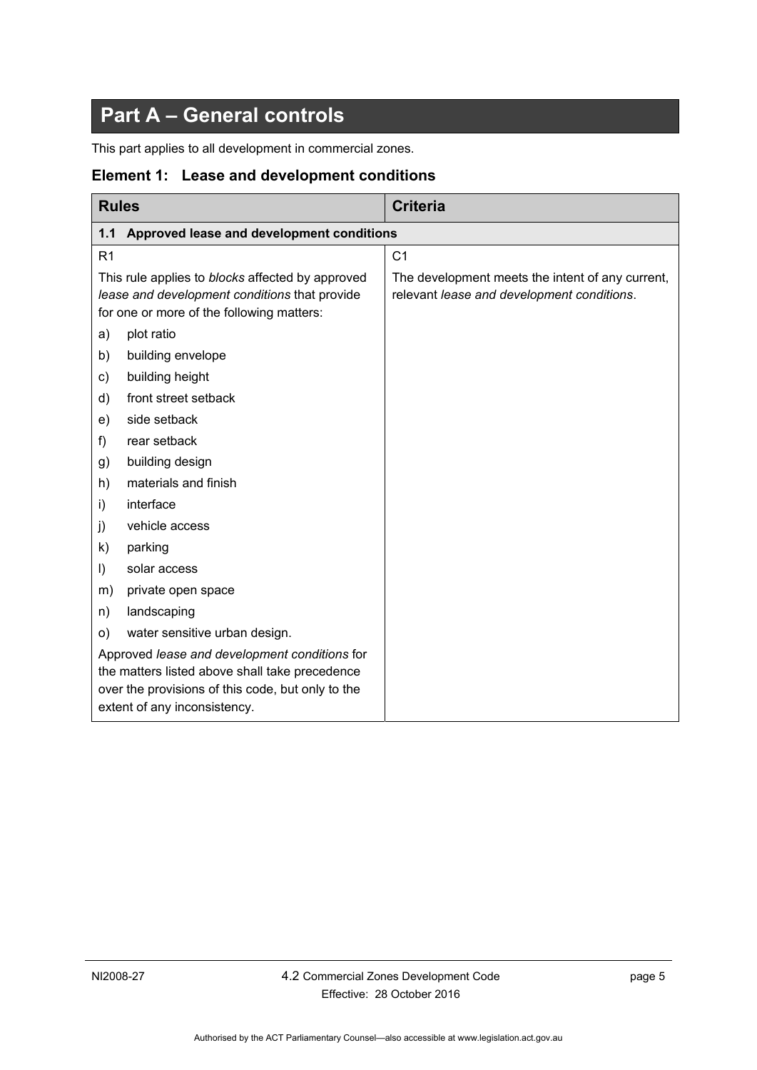# Part A – General controls

This part applies to all development in commercial zones.

## Element 1: Lease and development conditions

| Rules | Criteria |
|---|---|
| **1.1 Approved lease and development conditions** | |
| R1<br><br>This rule applies to *blocks* affected by approved *lease and development conditions* that provide for one or more of the following matters:<br>a) plot ratio<br>b) building envelope<br>c) building height<br>d) front street setback<br>e) side setback<br>f) rear setback<br>g) building design<br>h) materials and finish<br>i) interface<br>j) vehicle access<br>k) parking<br>l) solar access<br>m) private open space<br>n) landscaping<br>o) water sensitive urban design.<br><br>Approved *lease and development conditions* for the matters listed above shall take precedence over the provisions of this code, but only to the extent of any inconsistency. | C1<br><br>The development meets the intent of any current, relevant *lease and development conditions*. |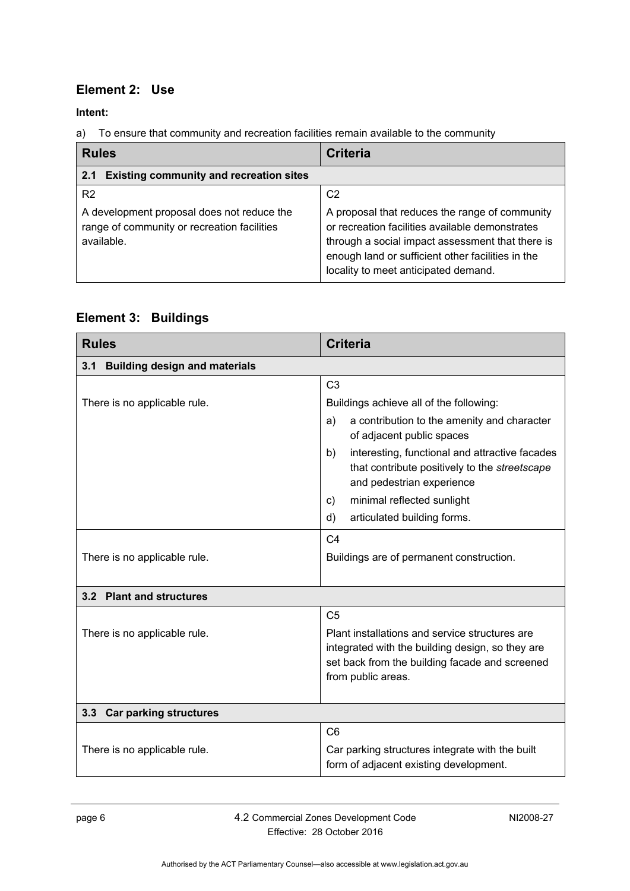## Element 2: Use

**Intent:**

a) To ensure that community and recreation facilities remain available to the community

| Rules | Criteria |
|---|---|
| **2.1 Existing community and recreation sites** | |
| R2<br>A development proposal does not reduce the range of community or recreation facilities available. | C2<br>A proposal that reduces the range of community or recreation facilities available demonstrates through a social impact assessment that there is enough land or sufficient other facilities in the locality to meet anticipated demand. |

## Element 3: Buildings

| Rules | Criteria |
|---|---|
| **3.1 Building design and materials** | |
| There is no applicable rule. | C3<br>Buildings achieve all of the following:<br>a) a contribution to the amenity and character of adjacent public spaces<br>b) interesting, functional and attractive facades that contribute positively to the *streetscape* and pedestrian experience<br>c) minimal reflected sunlight<br>d) articulated building forms. |
| There is no applicable rule. | C4<br>Buildings are of permanent construction. |
| **3.2 Plant and structures** | |
| There is no applicable rule. | C5<br>Plant installations and service structures are integrated with the building design, so they are set back from the building facade and screened from public areas. |
| **3.3 Car parking structures** | |
| There is no applicable rule. | C6<br>Car parking structures integrate with the built form of adjacent existing development. |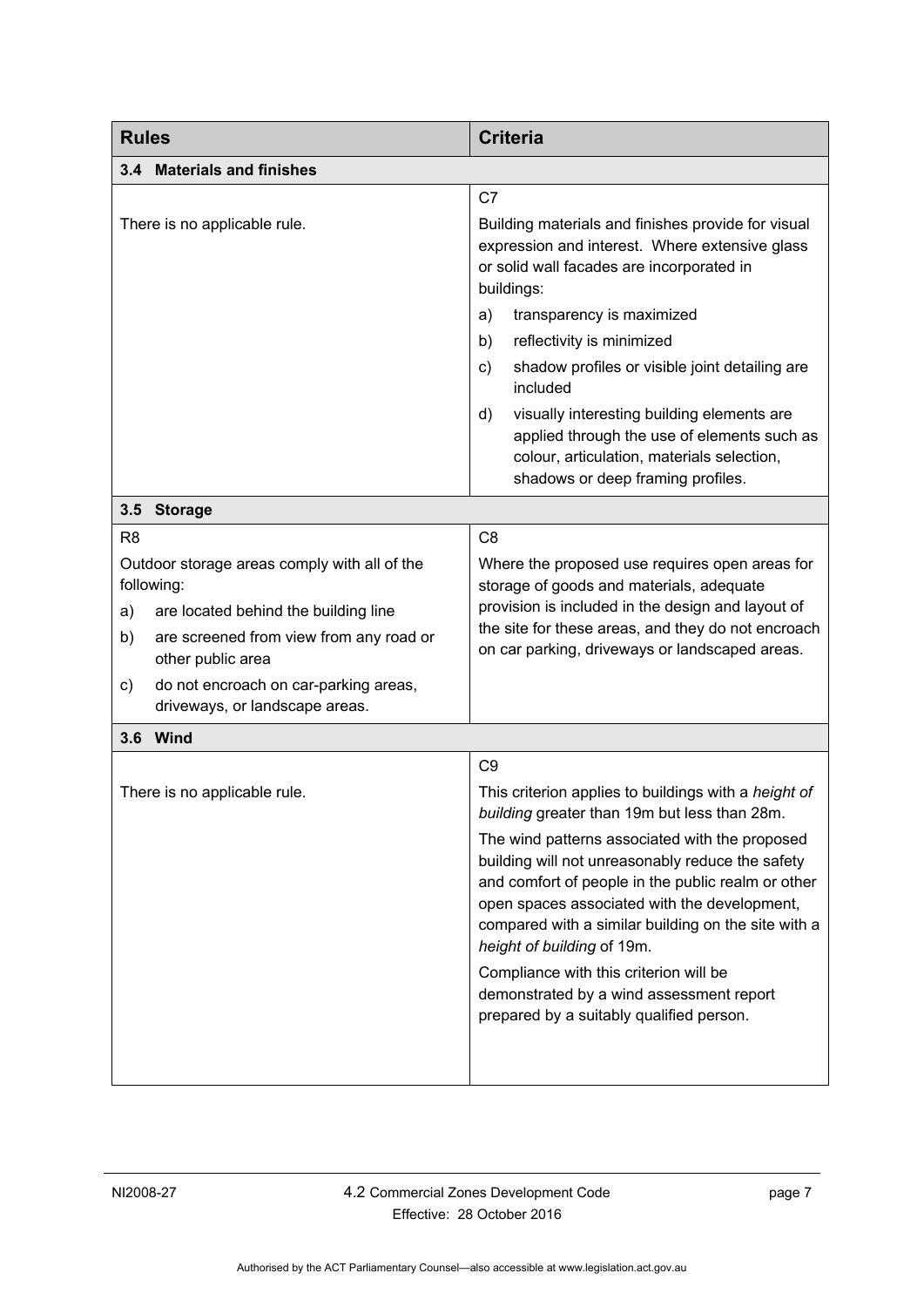| Rules | Criteria |
|---|---|
| **3.4 Materials and finishes** | |
| There is no applicable rule. | C7<br>Building materials and finishes provide for visual expression and interest. Where extensive glass or solid wall facades are incorporated in buildings:<br>a) transparency is maximized<br>b) reflectivity is minimized<br>c) shadow profiles or visible joint detailing are included<br>d) visually interesting building elements are applied through the use of elements such as colour, articulation, materials selection, shadows or deep framing profiles. |
| **3.5 Storage** | |
| R8<br>Outdoor storage areas comply with all of the following:<br>a) are located behind the building line<br>b) are screened from view from any road or other public area<br>c) do not encroach on car-parking areas, driveways, or landscape areas. | C8<br>Where the proposed use requires open areas for storage of goods and materials, adequate provision is included in the design and layout of the site for these areas, and they do not encroach on car parking, driveways or landscaped areas. |
| **3.6 Wind** | |
| There is no applicable rule. | C9<br>This criterion applies to buildings with a *height of building* greater than 19m but less than 28m.<br>The wind patterns associated with the proposed building will not unreasonably reduce the safety and comfort of people in the public realm or other open spaces associated with the development, compared with a similar building on the site with a *height of building* of 19m.<br>Compliance with this criterion will be demonstrated by a wind assessment report prepared by a suitably qualified person. |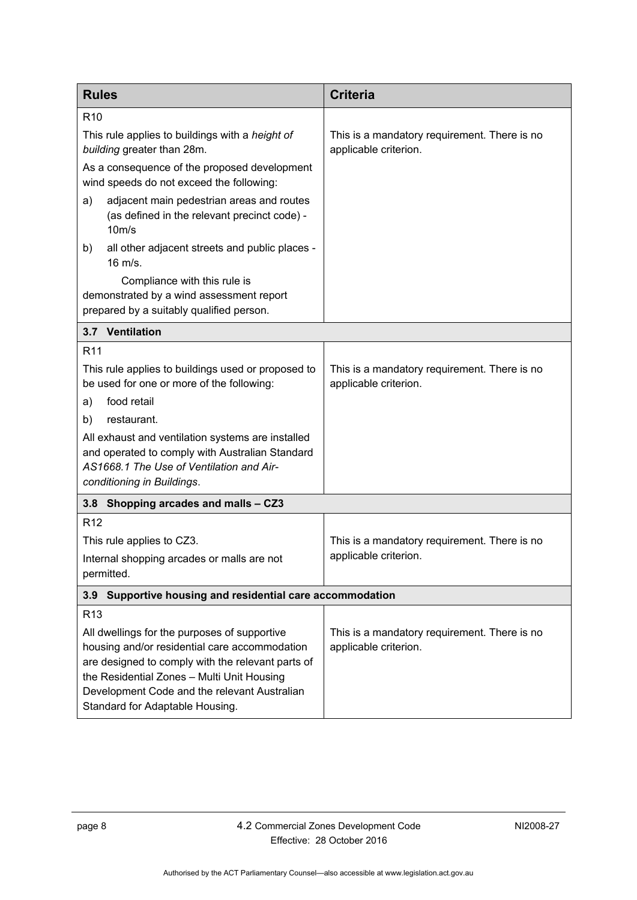| Rules | Criteria |
|---|---|
| R10<br><br>This rule applies to buildings with a *height of building* greater than 28m.<br><br>As a consequence of the proposed development wind speeds do not exceed the following:<br><br>a) adjacent main pedestrian areas and routes (as defined in the relevant precinct code) - 10m/s<br><br>b) all other adjacent streets and public places - 16 m/s.<br><br>Compliance with this rule is demonstrated by a wind assessment report prepared by a suitably qualified person. | This is a mandatory requirement. There is no applicable criterion. |
| **3.7 Ventilation** | |
| R11<br><br>This rule applies to buildings used or proposed to be used for one or more of the following:<br><br>a) food retail<br><br>b) restaurant.<br><br>All exhaust and ventilation systems are installed and operated to comply with Australian Standard *AS1668.1 The Use of Ventilation and Air-conditioning in Buildings*. | This is a mandatory requirement. There is no applicable criterion. |
| **3.8 Shopping arcades and malls – CZ3** | |
| R12<br><br>This rule applies to CZ3.<br><br>Internal shopping arcades or malls are not permitted. | This is a mandatory requirement. There is no applicable criterion. |
| **3.9 Supportive housing and residential care accommodation** | |
| R13<br><br>All dwellings for the purposes of supportive housing and/or residential care accommodation are designed to comply with the relevant parts of the Residential Zones – Multi Unit Housing Development Code and the relevant Australian Standard for Adaptable Housing. | This is a mandatory requirement. There is no applicable criterion. |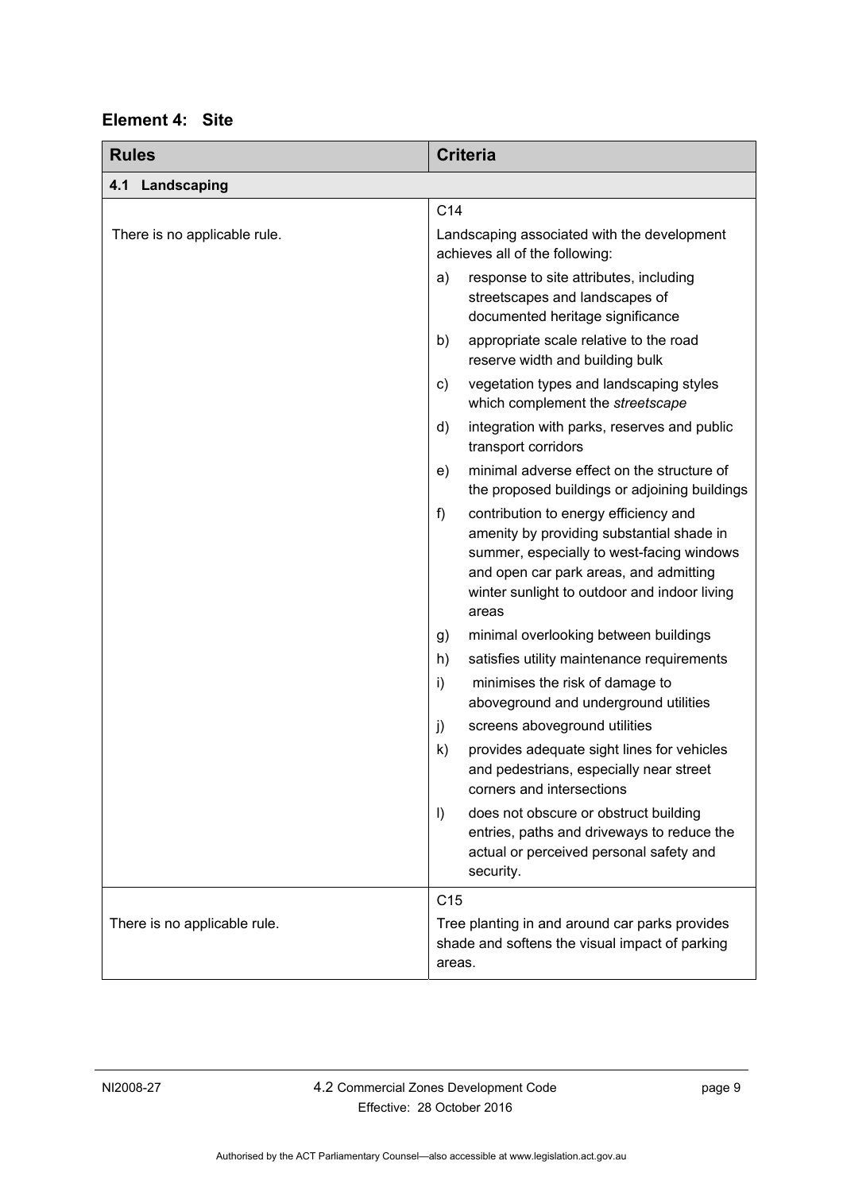## Element 4: Site

| Rules | Criteria |
|---|---|
| **4.1 Landscaping** | |
| There is no applicable rule. | C14<br>Landscaping associated with the development achieves all of the following:<br>a) response to site attributes, including streetscapes and landscapes of documented heritage significance<br>b) appropriate scale relative to the road reserve width and building bulk<br>c) vegetation types and landscaping styles which complement the *streetscape*<br>d) integration with parks, reserves and public transport corridors<br>e) minimal adverse effect on the structure of the proposed buildings or adjoining buildings<br>f) contribution to energy efficiency and amenity by providing substantial shade in summer, especially to west-facing windows and open car park areas, and admitting winter sunlight to outdoor and indoor living areas<br>g) minimal overlooking between buildings<br>h) satisfies utility maintenance requirements<br>i) minimises the risk of damage to aboveground and underground utilities<br>j) screens aboveground utilities<br>k) provides adequate sight lines for vehicles and pedestrians, especially near street corners and intersections<br>l) does not obscure or obstruct building entries, paths and driveways to reduce the actual or perceived personal safety and security. |
| There is no applicable rule. | C15<br>Tree planting in and around car parks provides shade and softens the visual impact of parking areas. |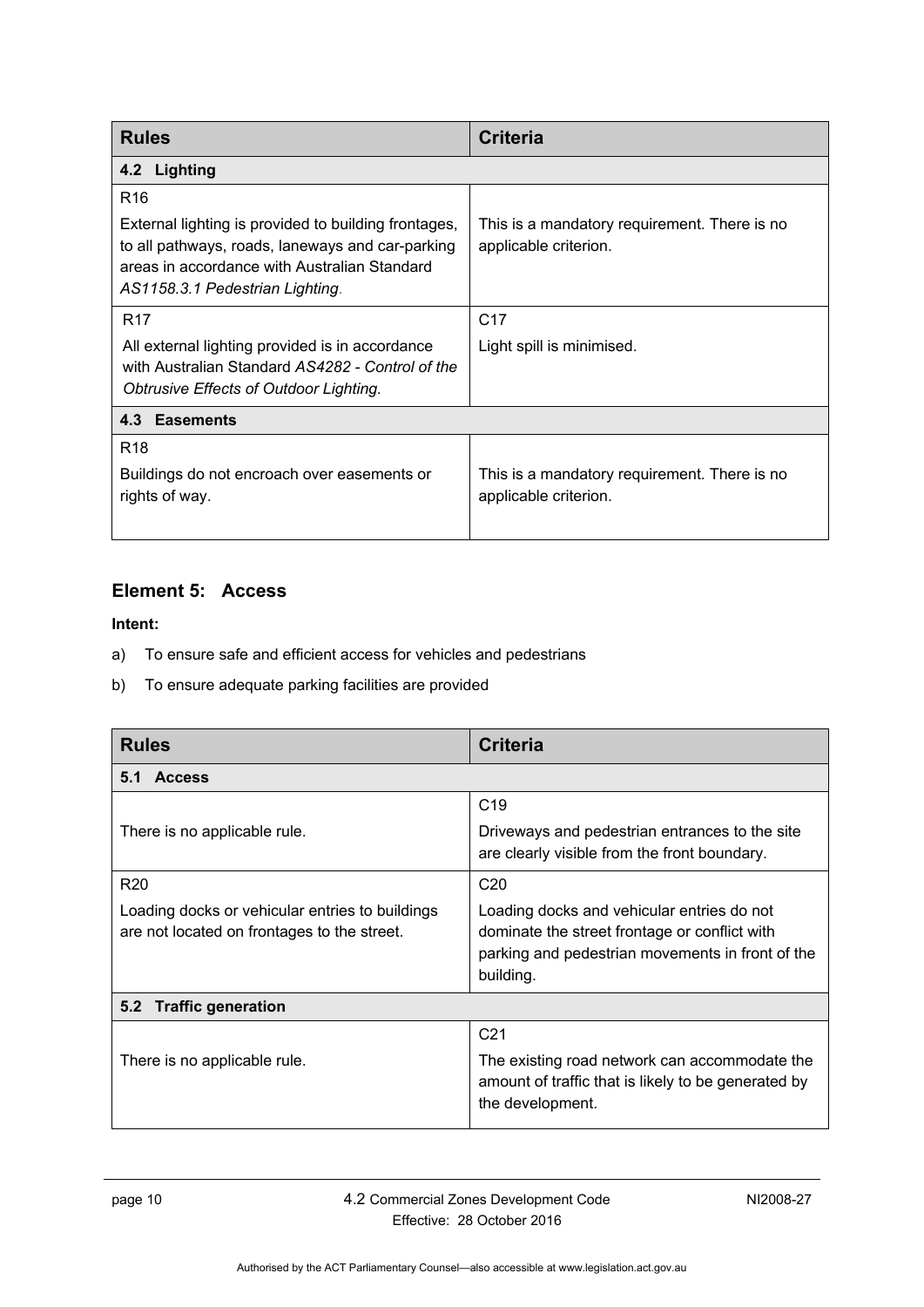| Rules | Criteria |
|---|---|
| **4.2 Lighting** | |
| R16<br><br>External lighting is provided to building frontages, to all pathways, roads, laneways and car-parking areas in accordance with Australian Standard *AS1158.3.1 Pedestrian Lighting*. | This is a mandatory requirement. There is no applicable criterion. |
| R17<br><br>All external lighting provided is in accordance with Australian Standard *AS4282 - Control of the Obtrusive Effects of Outdoor Lighting*. | C17<br><br>Light spill is minimised. |
| **4.3 Easements** | |
| R18<br><br>Buildings do not encroach over easements or rights of way. | This is a mandatory requirement. There is no applicable criterion. |

## Element 5: Access

**Intent:**

a) To ensure safe and efficient access for vehicles and pedestrians

b) To ensure adequate parking facilities are provided

| Rules | Criteria |
|---|---|
| **5.1 Access** | |
| There is no applicable rule. | C19<br><br>Driveways and pedestrian entrances to the site are clearly visible from the front boundary. |
| R20<br><br>Loading docks or vehicular entries to buildings are not located on frontages to the street. | C20<br><br>Loading docks and vehicular entries do not dominate the street frontage or conflict with parking and pedestrian movements in front of the building. |
| **5.2 Traffic generation** | |
| There is no applicable rule. | C21<br><br>The existing road network can accommodate the amount of traffic that is likely to be generated by the development. |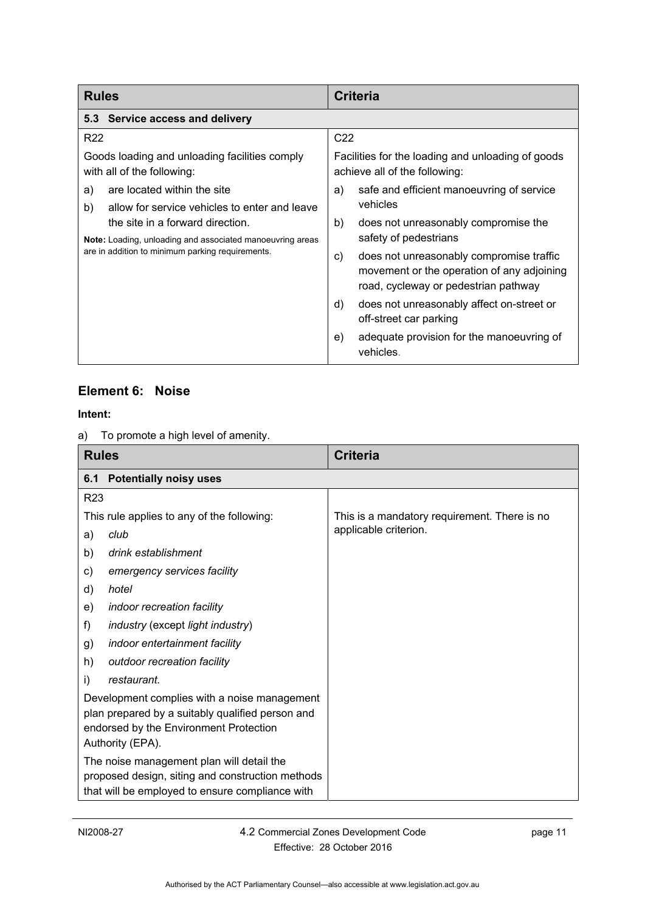| Rules | Criteria |
|---|---|
| **5.3 Service access and delivery** | |
| R22<br><br>Goods loading and unloading facilities comply with all of the following:<br><br>a) are located within the site<br><br>b) allow for service vehicles to enter and leave the site in a forward direction.<br><br>**Note:** Loading, unloading and associated manoeuvring areas are in addition to minimum parking requirements. | C22<br><br>Facilities for the loading and unloading of goods achieve all of the following:<br><br>a) safe and efficient manoeuvring of service vehicles<br><br>b) does not unreasonably compromise the safety of pedestrians<br><br>c) does not unreasonably compromise traffic movement or the operation of any adjoining road, cycleway or pedestrian pathway<br><br>d) does not unreasonably affect on-street or off-street car parking<br><br>e) adequate provision for the manoeuvring of vehicles. |

## Element 6: Noise

**Intent:**

a) To promote a high level of amenity.

| Rules | Criteria |
|---|---|
| **6.1 Potentially noisy uses** | |
| R23<br><br>This rule applies to any of the following:<br><br>a) *club*<br><br>b) *drink establishment*<br><br>c) *emergency services facility*<br><br>d) *hotel*<br><br>e) *indoor recreation facility*<br><br>f) *industry* (except *light industry*)<br><br>g) *indoor entertainment facility*<br><br>h) *outdoor recreation facility*<br><br>i) *restaurant.*<br><br>Development complies with a noise management plan prepared by a suitably qualified person and endorsed by the Environment Protection Authority (EPA).<br><br>The noise management plan will detail the proposed design, siting and construction methods that will be employed to ensure compliance with | This is a mandatory requirement. There is no applicable criterion. |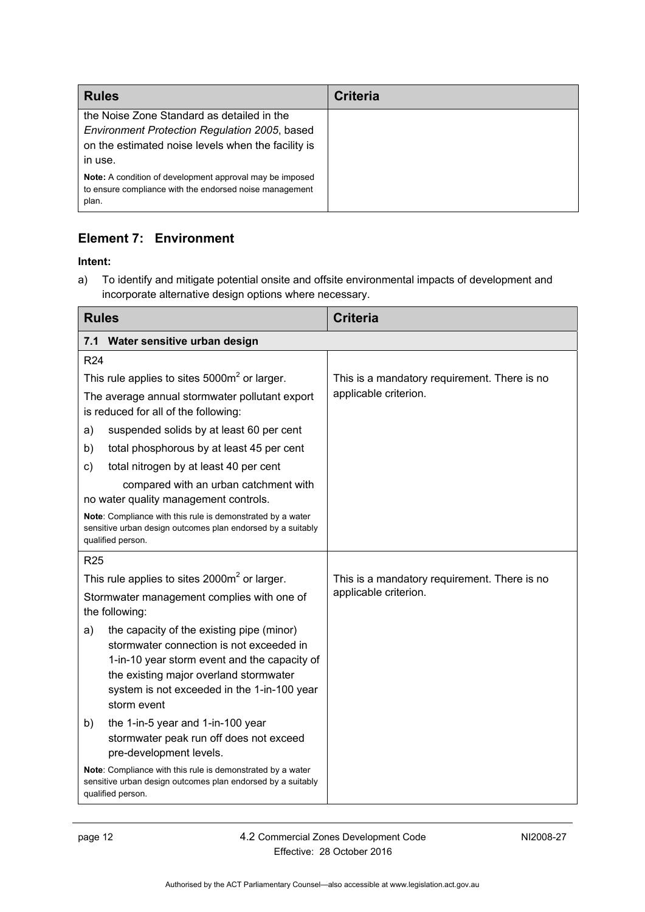| Rules | Criteria |
|---|---|
| the Noise Zone Standard as detailed in the *Environment Protection Regulation 2005*, based on the estimated noise levels when the facility is in use.<br><br>**Note:** A condition of development approval may be imposed to ensure compliance with the endorsed noise management plan. | |

## Element 7: Environment

**Intent:**

a) To identify and mitigate potential onsite and offsite environmental impacts of development and incorporate alternative design options where necessary.

| Rules | Criteria |
|---|---|
| **7.1 Water sensitive urban design** | |
| R24<br><br>This rule applies to sites 5000m$^2$ or larger.<br><br>The average annual stormwater pollutant export is reduced for all of the following:<br><br>a) suspended solids by at least 60 per cent<br><br>b) total phosphorous by at least 45 per cent<br><br>c) total nitrogen by at least 40 per cent<br><br>compared with an urban catchment with no water quality management controls.<br><br>**Note**: Compliance with this rule is demonstrated by a water sensitive urban design outcomes plan endorsed by a suitably qualified person. | This is a mandatory requirement. There is no applicable criterion. |
| R25<br><br>This rule applies to sites 2000m$^2$ or larger.<br><br>Stormwater management complies with one of the following:<br><br>a) the capacity of the existing pipe (minor) stormwater connection is not exceeded in 1-in-10 year storm event and the capacity of the existing major overland stormwater system is not exceeded in the 1-in-100 year storm event<br><br>b) the 1-in-5 year and 1-in-100 year stormwater peak run off does not exceed pre-development levels.<br><br>**Note**: Compliance with this rule is demonstrated by a water sensitive urban design outcomes plan endorsed by a suitably qualified person. | This is a mandatory requirement. There is no applicable criterion. |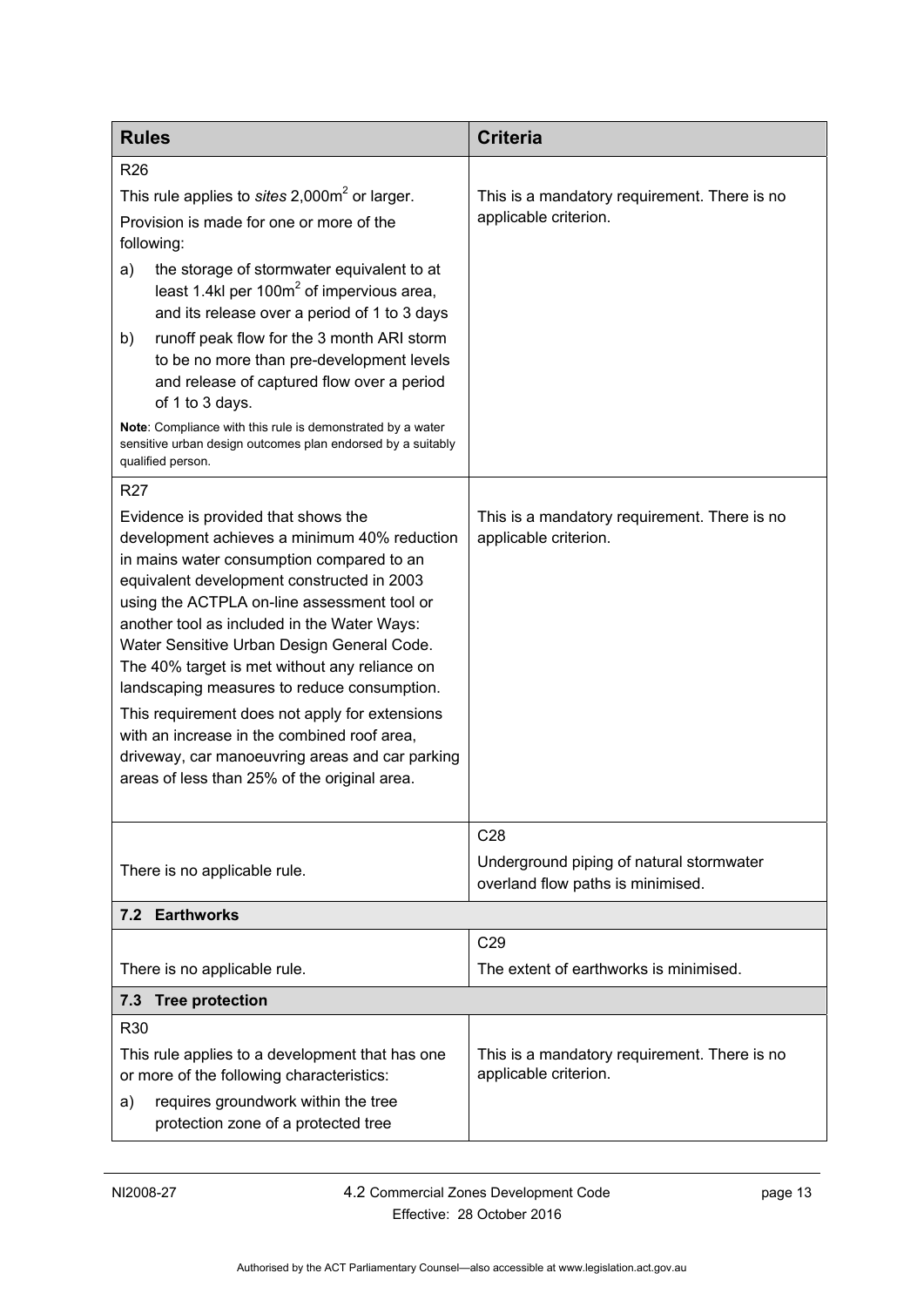| Rules | Criteria |
|---|---|
| R26<br><br>This rule applies to *sites* 2,000m$^2$ or larger.<br><br>Provision is made for one or more of the following:<br><br>a) the storage of stormwater equivalent to at least 1.4kl per 100m$^2$ of impervious area, and its release over a period of 1 to 3 days<br><br>b) runoff peak flow for the 3 month ARI storm to be no more than pre-development levels and release of captured flow over a period of 1 to 3 days.<br><br>**Note**: Compliance with this rule is demonstrated by a water sensitive urban design outcomes plan endorsed by a suitably qualified person. | This is a mandatory requirement. There is no applicable criterion. |
| R27<br><br>Evidence is provided that shows the development achieves a minimum 40% reduction in mains water consumption compared to an equivalent development constructed in 2003 using the ACTPLA on-line assessment tool or another tool as included in the Water Ways: Water Sensitive Urban Design General Code. The 40% target is met without any reliance on landscaping measures to reduce consumption.<br><br>This requirement does not apply for extensions with an increase in the combined roof area, driveway, car manoeuvring areas and car parking areas of less than 25% of the original area. | This is a mandatory requirement. There is no applicable criterion. |
| There is no applicable rule. | C28<br><br>Underground piping of natural stormwater overland flow paths is minimised. |
| **7.2 Earthworks** | |
| There is no applicable rule. | C29<br><br>The extent of earthworks is minimised. |
| **7.3 Tree protection** | |
| R30<br><br>This rule applies to a development that has one or more of the following characteristics:<br><br>a) requires groundwork within the tree protection zone of a protected tree | This is a mandatory requirement. There is no applicable criterion. |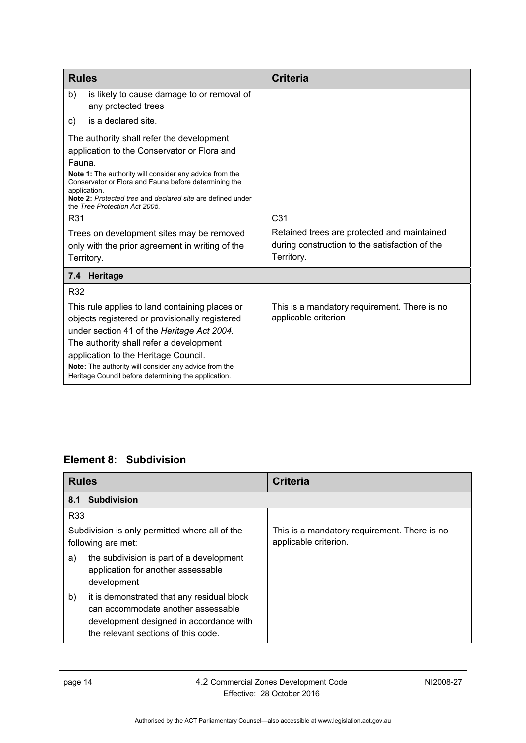| Rules | Criteria |
|---|---|
| b) is likely to cause damage to or removal of any protected trees<br>c) is a declared site.<br>The authority shall refer the development application to the Conservator or Flora and Fauna.<br>**Note 1:** The authority will consider any advice from the Conservator or Flora and Fauna before determining the application.<br>**Note 2:** *Protected tree* and *declared site* are defined under the *Tree Protection Act 2005.* | |
| R31<br>Trees on development sites may be removed only with the prior agreement in writing of the Territory. | C31<br>Retained trees are protected and maintained during construction to the satisfaction of the Territory. |
| **7.4 Heritage** | |
| R32<br>This rule applies to land containing places or objects registered or provisionally registered under section 41 of the *Heritage Act 2004.* The authority shall refer a development application to the Heritage Council.<br>**Note:** The authority will consider any advice from the Heritage Council before determining the application. | This is a mandatory requirement. There is no applicable criterion |

## Element 8: Subdivision

| Rules | Criteria |
|---|---|
| **8.1 Subdivision** | |
| R33<br>Subdivision is only permitted where all of the following are met:<br>a) the subdivision is part of a development application for another assessable development<br>b) it is demonstrated that any residual block can accommodate another assessable development designed in accordance with the relevant sections of this code. | This is a mandatory requirement. There is no applicable criterion. |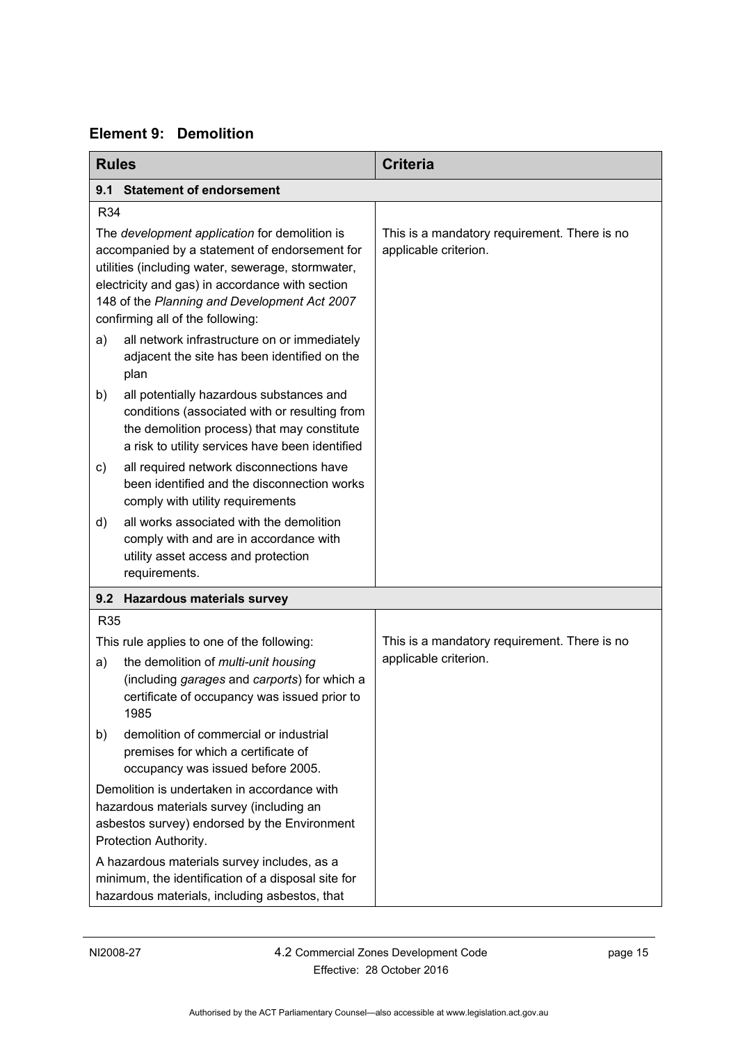## Element 9: Demolition

| Rules | Criteria |
|---|---|
| **9.1 Statement of endorsement** | |
| R34<br><br>The *development application* for demolition is accompanied by a statement of endorsement for utilities (including water, sewerage, stormwater, electricity and gas) in accordance with section 148 of the *Planning and Development Act 2007* confirming all of the following:<br><br>a) all network infrastructure on or immediately adjacent the site has been identified on the plan<br><br>b) all potentially hazardous substances and conditions (associated with or resulting from the demolition process) that may constitute a risk to utility services have been identified<br><br>c) all required network disconnections have been identified and the disconnection works comply with utility requirements<br><br>d) all works associated with the demolition comply with and are in accordance with utility asset access and protection requirements. | This is a mandatory requirement. There is no applicable criterion. |
| **9.2 Hazardous materials survey** | |
| R35<br><br>This rule applies to one of the following:<br><br>a) the demolition of *multi-unit housing* (including *garages* and *carports*) for which a certificate of occupancy was issued prior to 1985<br><br>b) demolition of commercial or industrial premises for which a certificate of occupancy was issued before 2005.<br><br>Demolition is undertaken in accordance with hazardous materials survey (including an asbestos survey) endorsed by the Environment Protection Authority.<br><br>A hazardous materials survey includes, as a minimum, the identification of a disposal site for hazardous materials, including asbestos, that | This is a mandatory requirement. There is no applicable criterion. |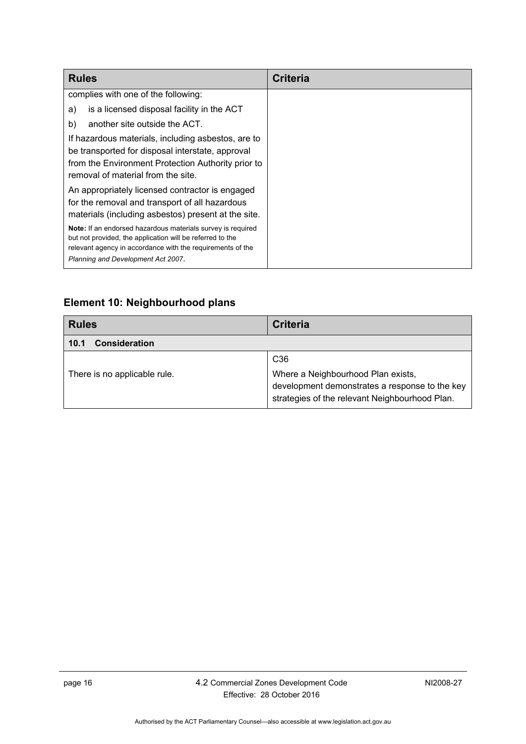| Rules | Criteria |
| --- | --- |
| complies with one of the following:<br>a) is a licensed disposal facility in the ACT<br>b) another site outside the ACT.<br>If hazardous materials, including asbestos, are to be transported for disposal interstate, approval from the Environment Protection Authority prior to removal of material from the site.<br>An appropriately licensed contractor is engaged for the removal and transport of all hazardous materials (including asbestos) present at the site.<br>**Note:** If an endorsed hazardous materials survey is required but not provided, the application will be referred to the relevant agency in accordance with the requirements of the *Planning and Development Act 2007*. | |

## Element 10: Neighbourhood plans

| Rules | Criteria |
| --- | --- |
| **10.1 Consideration** | |
| There is no applicable rule. | C36<br>Where a Neighbourhood Plan exists, development demonstrates a response to the key strategies of the relevant Neighbourhood Plan. |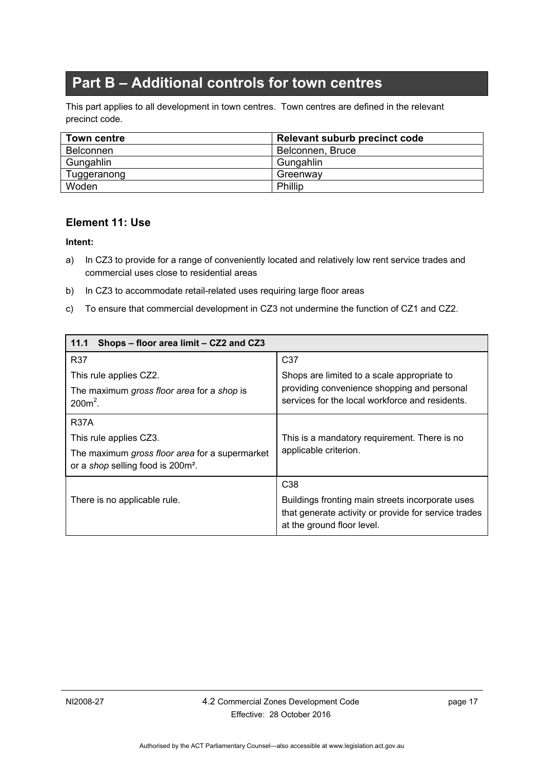# Part B – Additional controls for town centres

This part applies to all development in town centres. Town centres are defined in the relevant precinct code.

| Town centre | Relevant suburb precinct code |
|---|---|
| Belconnen | Belconnen, Bruce |
| Gungahlin | Gungahlin |
| Tuggeranong | Greenway |
| Woden | Phillip |

## Element 11: Use

**Intent:**

a) In CZ3 to provide for a range of conveniently located and relatively low rent service trades and commercial uses close to residential areas

b) In CZ3 to accommodate retail-related uses requiring large floor areas

c) To ensure that commercial development in CZ3 not undermine the function of CZ1 and CZ2.

| **11.1 Shops – floor area limit – CZ2 and CZ3** | |
|---|---|
| R37<br><br>This rule applies CZ2.<br><br>The maximum *gross floor area* for a *shop* is $200m^2$. | C37<br><br>Shops are limited to a scale appropriate to providing convenience shopping and personal services for the local workforce and residents. |
| R37A<br><br>This rule applies CZ3.<br><br>The maximum *gross floor area* for a supermarket or a *shop* selling food is $200m^2$. | This is a mandatory requirement. There is no applicable criterion. |
| There is no applicable rule. | C38<br><br>Buildings fronting main streets incorporate uses that generate activity or provide for service trades at the ground floor level. |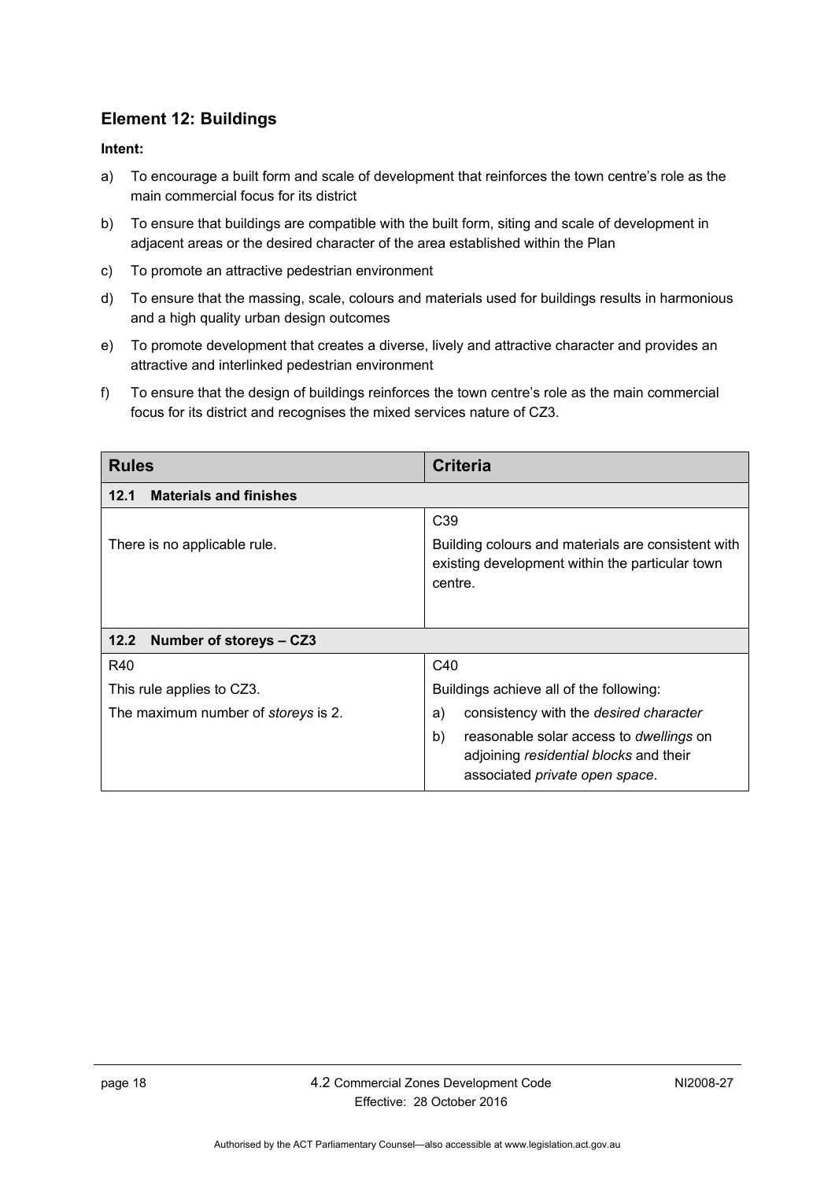## Element 12: Buildings

**Intent:**

a) To encourage a built form and scale of development that reinforces the town centre's role as the main commercial focus for its district

b) To ensure that buildings are compatible with the built form, siting and scale of development in adjacent areas or the desired character of the area established within the Plan

c) To promote an attractive pedestrian environment

d) To ensure that the massing, scale, colours and materials used for buildings results in harmonious and a high quality urban design outcomes

e) To promote development that creates a diverse, lively and attractive character and provides an attractive and interlinked pedestrian environment

f) To ensure that the design of buildings reinforces the town centre's role as the main commercial focus for its district and recognises the mixed services nature of CZ3.

| **Rules** | **Criteria** |
|---|---|
| **12.1 Materials and finishes** | |
| There is no applicable rule. | C39<br>Building colours and materials are consistent with existing development within the particular town centre. |
| **12.2 Number of storeys – CZ3** | |
| R40<br>This rule applies to CZ3.<br>The maximum number of *storeys* is 2. | C40<br>Buildings achieve all of the following:<br>a) consistency with the *desired character*<br>b) reasonable solar access to *dwellings* on adjoining *residential blocks* and their associated *private open space*. |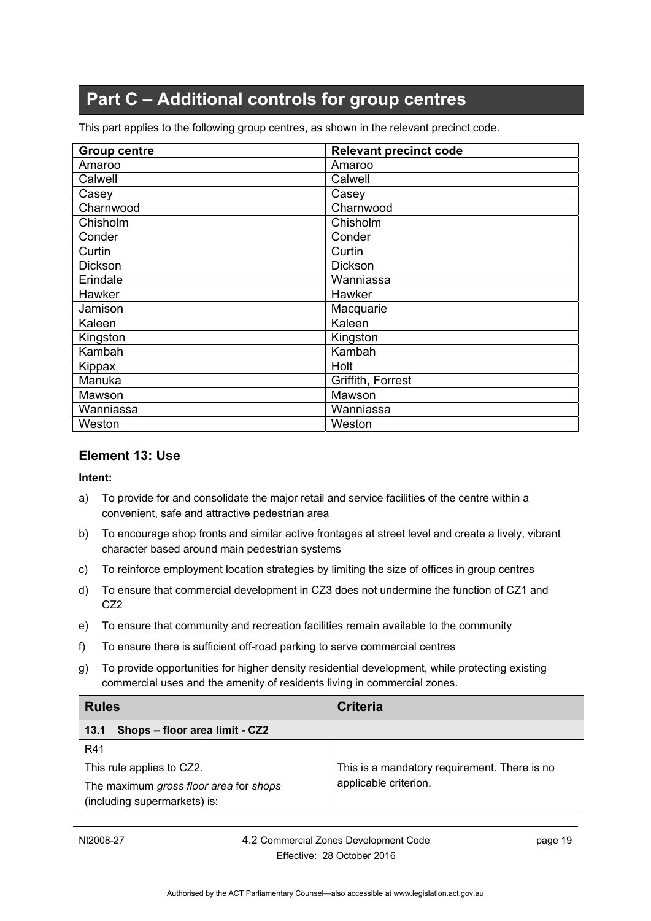# Part C – Additional controls for group centres

This part applies to the following group centres, as shown in the relevant precinct code.

| Group centre | Relevant precinct code |
|---|---|
| Amaroo | Amaroo |
| Calwell | Calwell |
| Casey | Casey |
| Charnwood | Charnwood |
| Chisholm | Chisholm |
| Conder | Conder |
| Curtin | Curtin |
| Dickson | Dickson |
| Erindale | Wanniassa |
| Hawker | Hawker |
| Jamison | Macquarie |
| Kaleen | Kaleen |
| Kingston | Kingston |
| Kambah | Kambah |
| Kippax | Holt |
| Manuka | Griffith, Forrest |
| Mawson | Mawson |
| Wanniassa | Wanniassa |
| Weston | Weston |

## Element 13: Use

**Intent:**

a) To provide for and consolidate the major retail and service facilities of the centre within a convenient, safe and attractive pedestrian area

b) To encourage shop fronts and similar active frontages at street level and create a lively, vibrant character based around main pedestrian systems

c) To reinforce employment location strategies by limiting the size of offices in group centres

d) To ensure that commercial development in CZ3 does not undermine the function of CZ1 and CZ2

e) To ensure that community and recreation facilities remain available to the community

f) To ensure there is sufficient off-road parking to serve commercial centres

g) To provide opportunities for higher density residential development, while protecting existing commercial uses and the amenity of residents living in commercial zones.

| Rules | Criteria |
|---|---|
| **13.1 Shops – floor area limit - CZ2** | |
| R41<br>This rule applies to CZ2.<br>The maximum *gross floor area* for *shops* (including supermarkets) is: | This is a mandatory requirement. There is no applicable criterion. |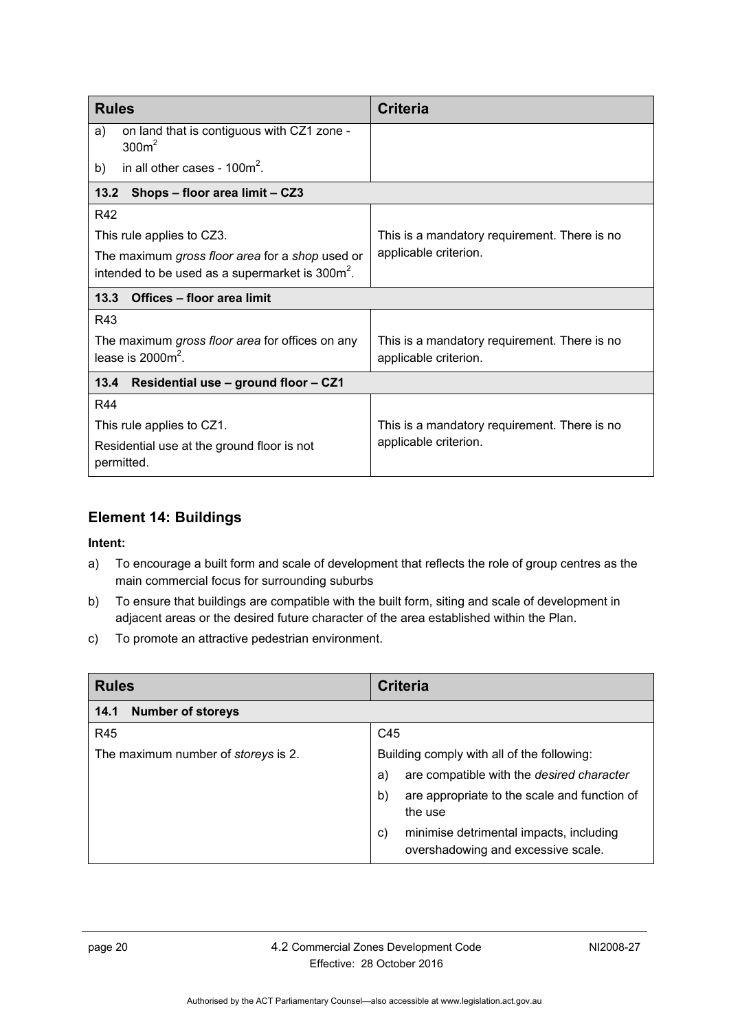| Rules | Criteria |
|---|---|
| a) on land that is contiguous with CZ1 zone - $300m^2$<br>b) in all other cases - $100m^2$. | |
| **13.2 Shops – floor area limit – CZ3** | |
| R42<br>This rule applies to CZ3.<br>The maximum *gross floor area* for a *shop* used or intended to be used as a supermarket is $300m^2$. | This is a mandatory requirement. There is no applicable criterion. |
| **13.3 Offices – floor area limit** | |
| R43<br>The maximum *gross floor area* for offices on any lease is $2000m^2$. | This is a mandatory requirement. There is no applicable criterion. |
| **13.4 Residential use – ground floor – CZ1** | |
| R44<br>This rule applies to CZ1.<br>Residential use at the ground floor is not permitted. | This is a mandatory requirement. There is no applicable criterion. |

## Element 14: Buildings

**Intent:**

a) To encourage a built form and scale of development that reflects the role of group centres as the main commercial focus for surrounding suburbs

b) To ensure that buildings are compatible with the built form, siting and scale of development in adjacent areas or the desired future character of the area established within the Plan.

c) To promote an attractive pedestrian environment.

| Rules | Criteria |
|---|---|
| **14.1 Number of storeys** | |
| R45<br>The maximum number of *storeys* is 2. | C45<br>Building comply with all of the following:<br>a) are compatible with the *desired character*<br>b) are appropriate to the scale and function of the use<br>c) minimise detrimental impacts, including overshadowing and excessive scale. |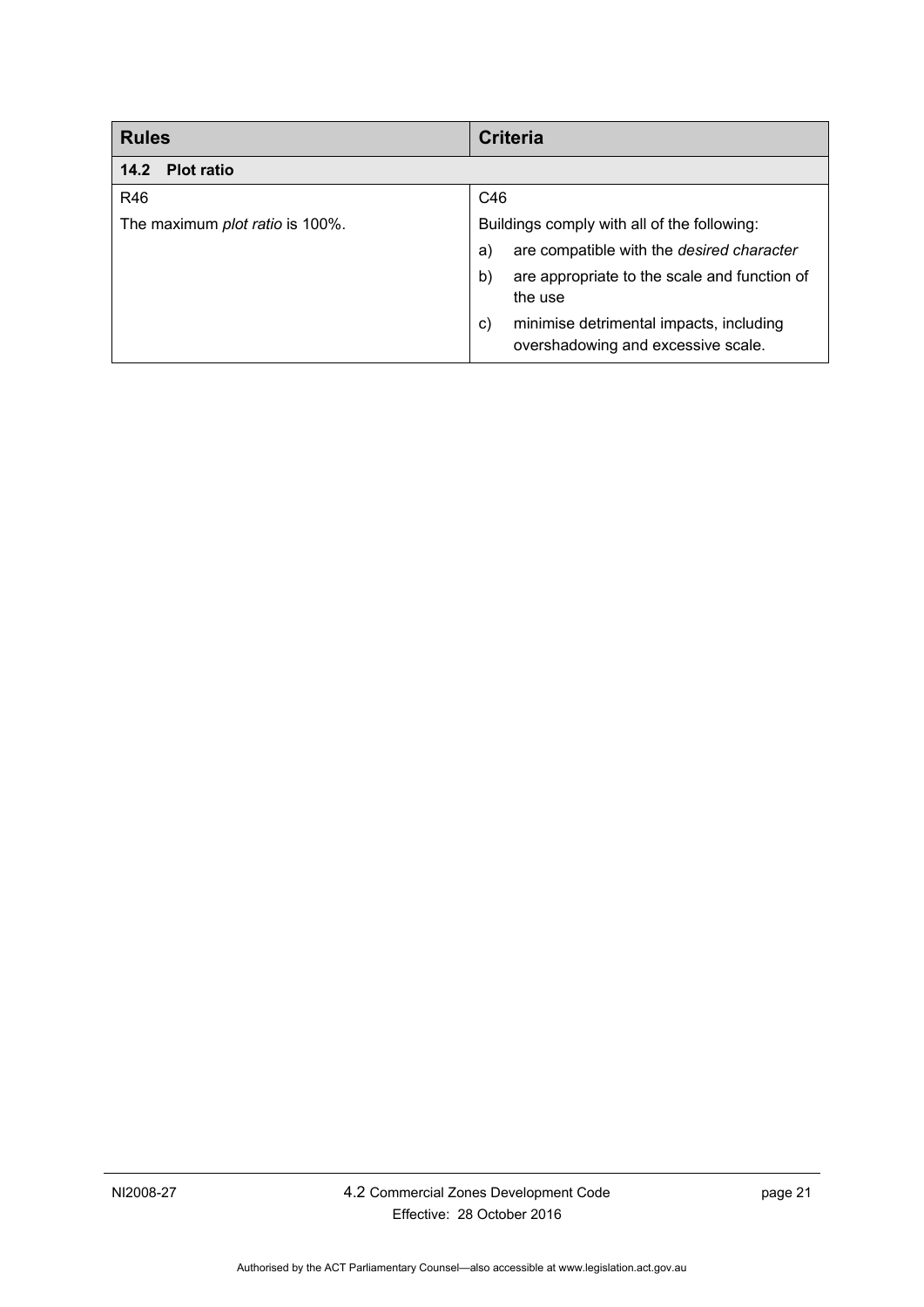| Rules | Criteria |
|---|---|
| **14.2 Plot ratio** | |
| R46 | C46 |
| The maximum *plot ratio* is 100%. | Buildings comply with all of the following:<br>a) are compatible with the *desired character*<br>b) are appropriate to the scale and function of the use<br>c) minimise detrimental impacts, including overshadowing and excessive scale. |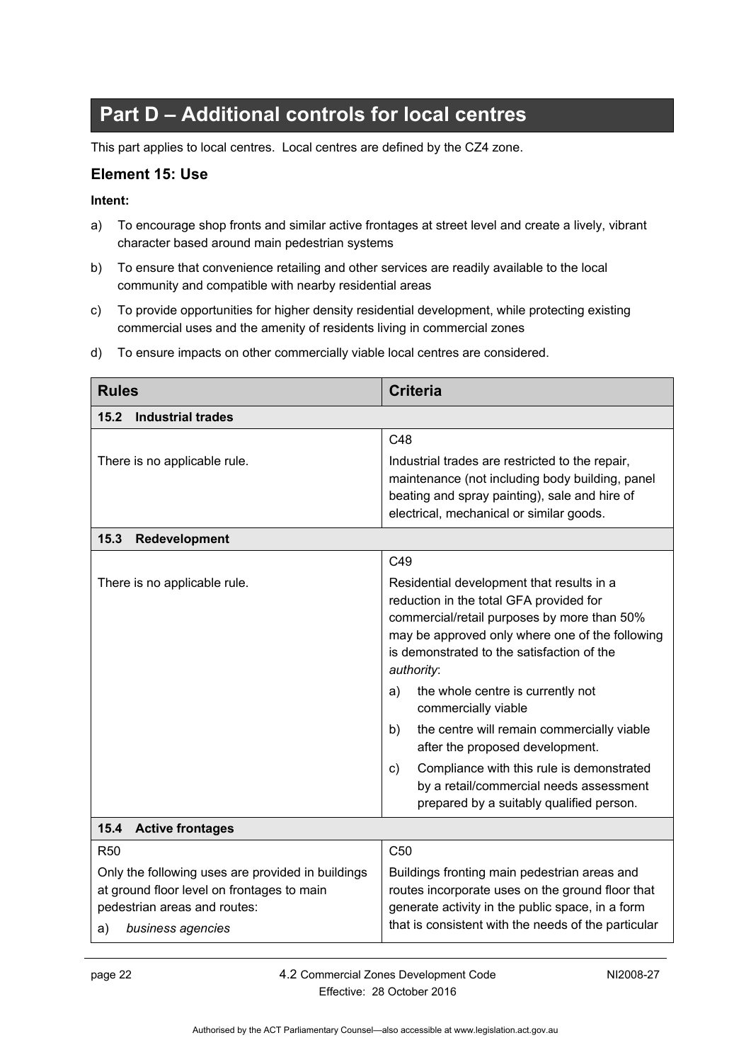# Part D – Additional controls for local centres

This part applies to local centres. Local centres are defined by the CZ4 zone.

## Element 15: Use

**Intent:**

a) To encourage shop fronts and similar active frontages at street level and create a lively, vibrant character based around main pedestrian systems

b) To ensure that convenience retailing and other services are readily available to the local community and compatible with nearby residential areas

c) To provide opportunities for higher density residential development, while protecting existing commercial uses and the amenity of residents living in commercial zones

d) To ensure impacts on other commercially viable local centres are considered.

| Rules | Criteria |
|---|---|
| **15.2 Industrial trades** | |
| There is no applicable rule. | C48<br><br>Industrial trades are restricted to the repair, maintenance (not including body building, panel beating and spray painting), sale and hire of electrical, mechanical or similar goods. |
| **15.3 Redevelopment** | |
| There is no applicable rule. | C49<br><br>Residential development that results in a reduction in the total GFA provided for commercial/retail purposes by more than 50% may be approved only where one of the following is demonstrated to the satisfaction of the *authority*:<br><br>a) the whole centre is currently not commercially viable<br><br>b) the centre will remain commercially viable after the proposed development.<br><br>c) Compliance with this rule is demonstrated by a retail/commercial needs assessment prepared by a suitably qualified person. |
| **15.4 Active frontages** | |
| R50<br><br>Only the following uses are provided in buildings at ground floor level on frontages to main pedestrian areas and routes:<br><br>a) *business agencies* | C50<br><br>Buildings fronting main pedestrian areas and routes incorporate uses on the ground floor that generate activity in the public space, in a form that is consistent with the needs of the particular |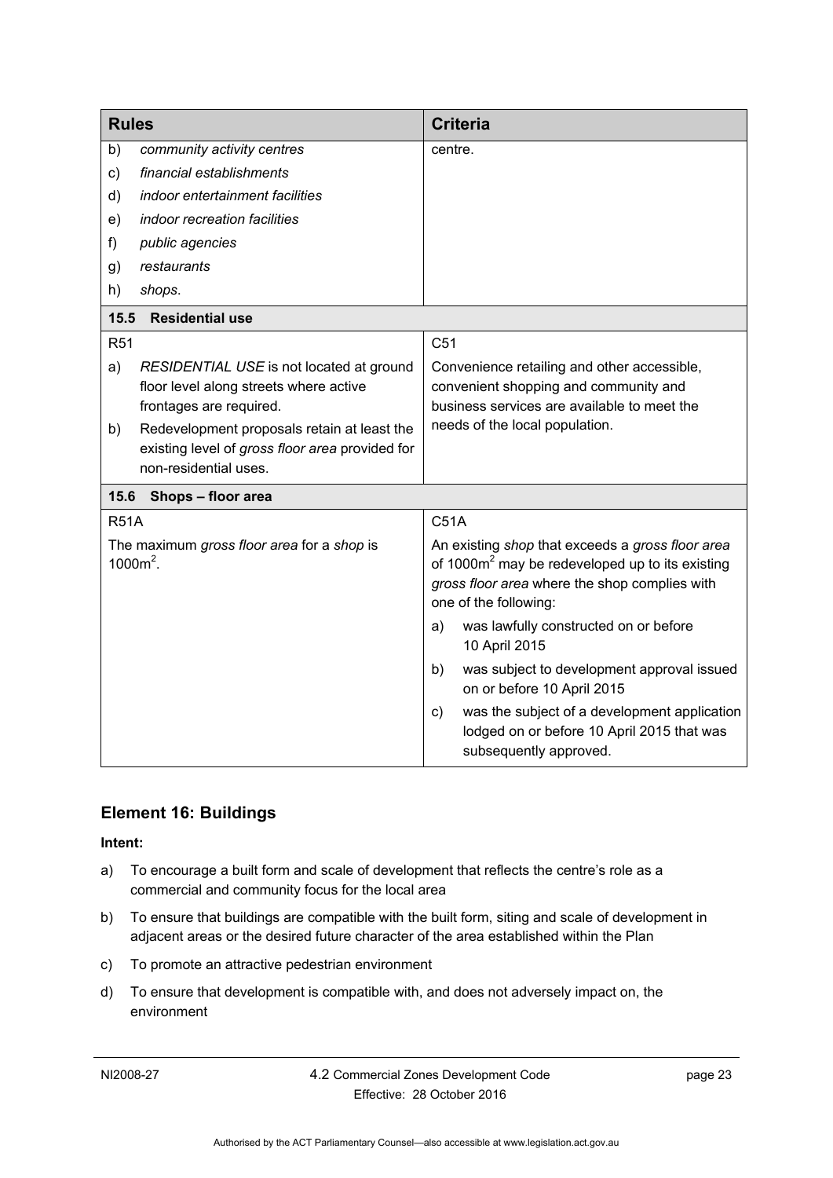| Rules | Criteria |
|---|---|
| b) *community activity centres*<br>c) *financial establishments*<br>d) *indoor entertainment facilities*<br>e) *indoor recreation facilities*<br>f) *public agencies*<br>g) *restaurants*<br>h) *shops*. | centre. |
| **15.5 Residential use** | |
| R51<br>a) *RESIDENTIAL USE* is not located at ground floor level along streets where active frontages are required.<br>b) Redevelopment proposals retain at least the existing level of *gross floor area* provided for non-residential uses. | C51<br>Convenience retailing and other accessible, convenient shopping and community and business services are available to meet the needs of the local population. |
| **15.6 Shops – floor area** | |
| R51A<br>The maximum *gross floor area* for a *shop* is 1000m$^2$. | C51A<br>An existing *shop* that exceeds a *gross floor area* of 1000m$^2$ may be redeveloped up to its existing *gross floor area* where the shop complies with one of the following:<br>a) was lawfully constructed on or before 10 April 2015<br>b) was subject to development approval issued on or before 10 April 2015<br>c) was the subject of a development application lodged on or before 10 April 2015 that was subsequently approved. |

## Element 16: Buildings

**Intent:**

a) To encourage a built form and scale of development that reflects the centre's role as a commercial and community focus for the local area

b) To ensure that buildings are compatible with the built form, siting and scale of development in adjacent areas or the desired future character of the area established within the Plan

c) To promote an attractive pedestrian environment

d) To ensure that development is compatible with, and does not adversely impact on, the environment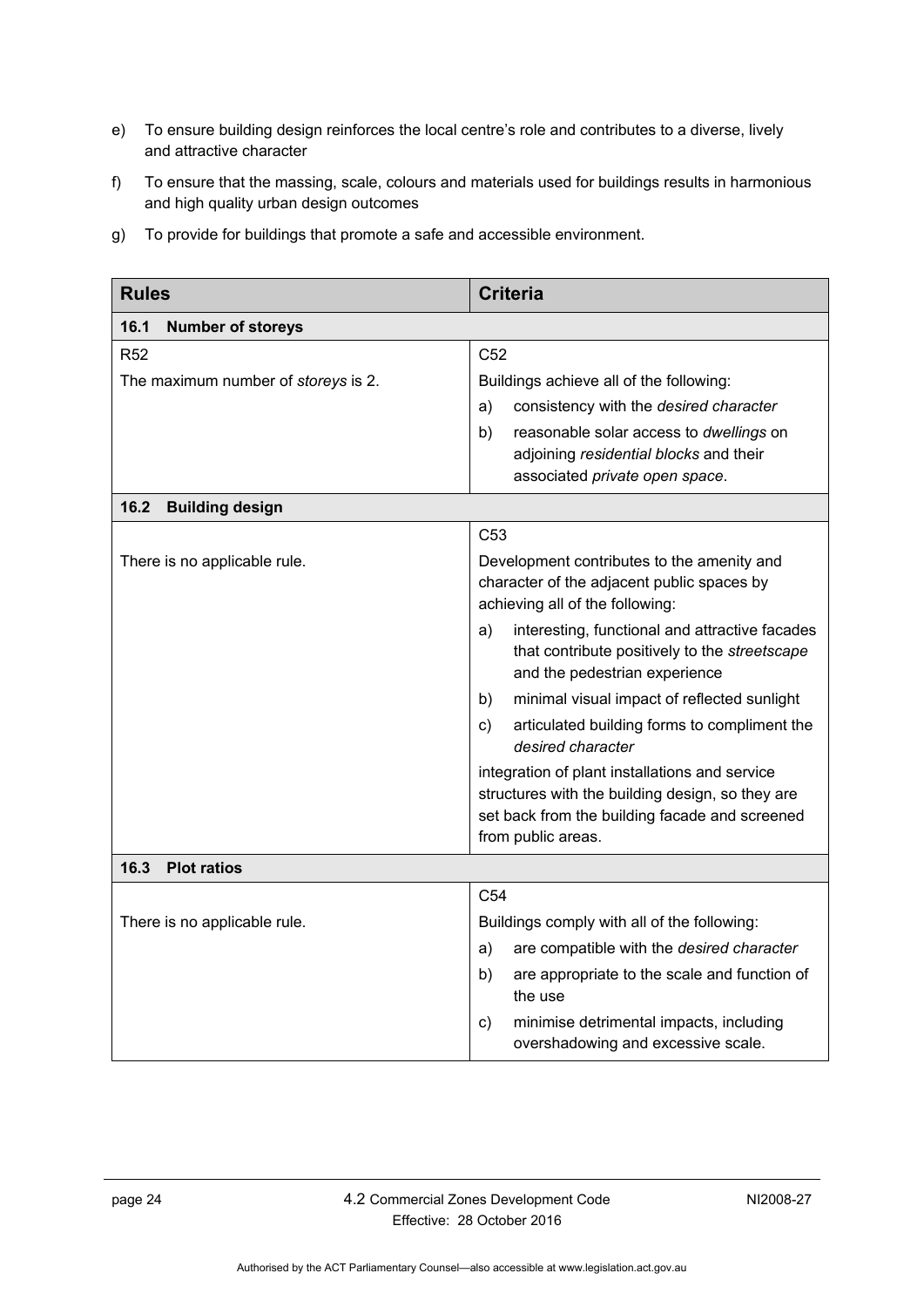e) To ensure building design reinforces the local centre's role and contributes to a diverse, lively and attractive character

f) To ensure that the massing, scale, colours and materials used for buildings results in harmonious and high quality urban design outcomes

g) To provide for buildings that promote a safe and accessible environment.

| Rules | Criteria |
|---|---|
| **16.1 Number of storeys** | |
| R52<br><br>The maximum number of *storeys* is 2. | C52<br><br>Buildings achieve all of the following:<br><br>a) consistency with the *desired character*<br><br>b) reasonable solar access to *dwellings* on adjoining *residential blocks* and their associated *private open space*. |
| **16.2 Building design** | |
| There is no applicable rule. | C53<br><br>Development contributes to the amenity and character of the adjacent public spaces by achieving all of the following:<br><br>a) interesting, functional and attractive facades that contribute positively to the *streetscape* and the pedestrian experience<br><br>b) minimal visual impact of reflected sunlight<br><br>c) articulated building forms to compliment the *desired character*<br><br>integration of plant installations and service structures with the building design, so they are set back from the building facade and screened from public areas. |
| **16.3 Plot ratios** | |
| There is no applicable rule. | C54<br><br>Buildings comply with all of the following:<br><br>a) are compatible with the *desired character*<br><br>b) are appropriate to the scale and function of the use<br><br>c) minimise detrimental impacts, including overshadowing and excessive scale. |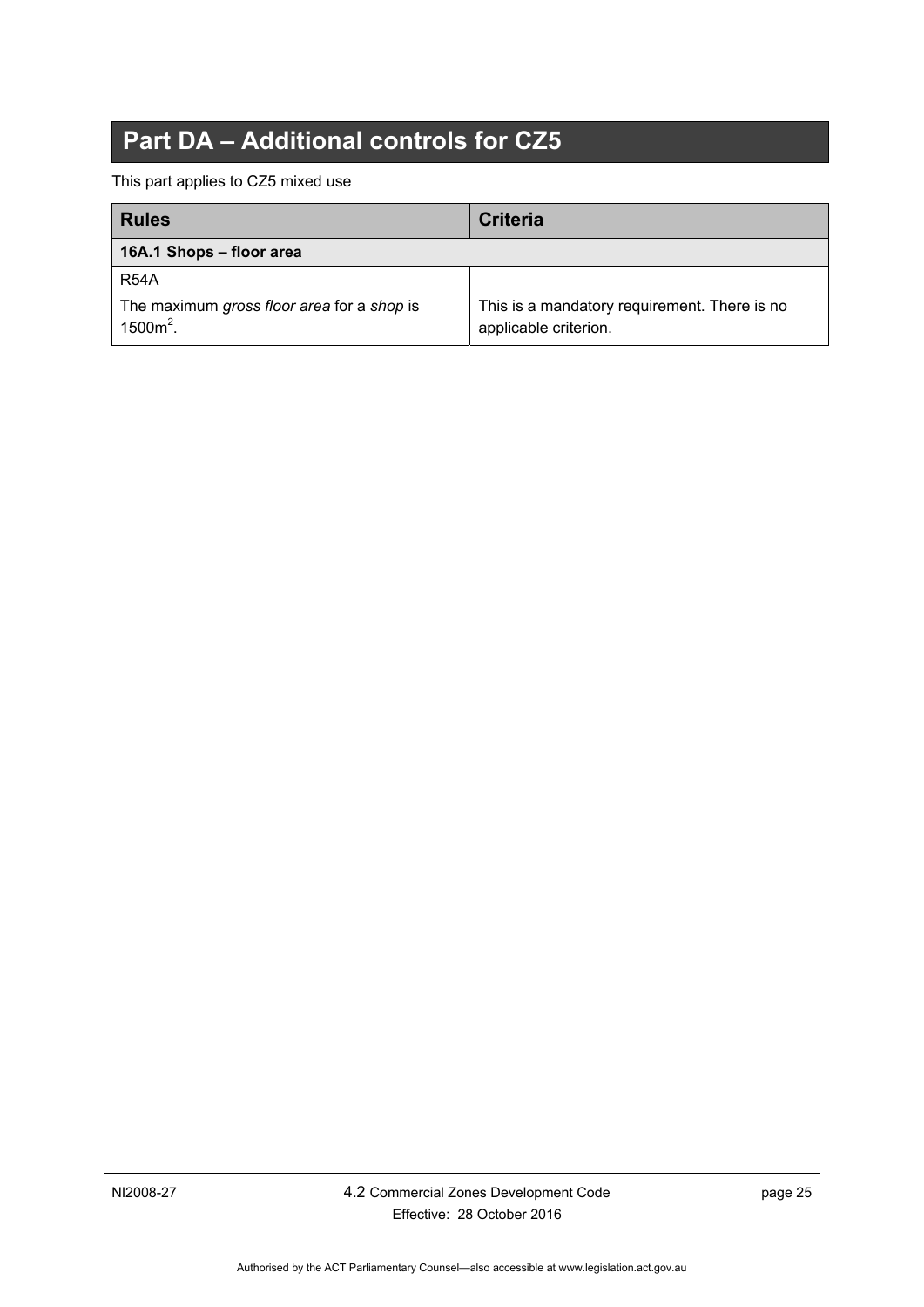# Part DA – Additional controls for CZ5

This part applies to CZ5 mixed use

| Rules | Criteria |
| --- | --- |
| **16A.1 Shops – floor area** | |
| R54A<br><br>The maximum *gross floor area* for a *shop* is 1500m$^2$. | This is a mandatory requirement. There is no applicable criterion. |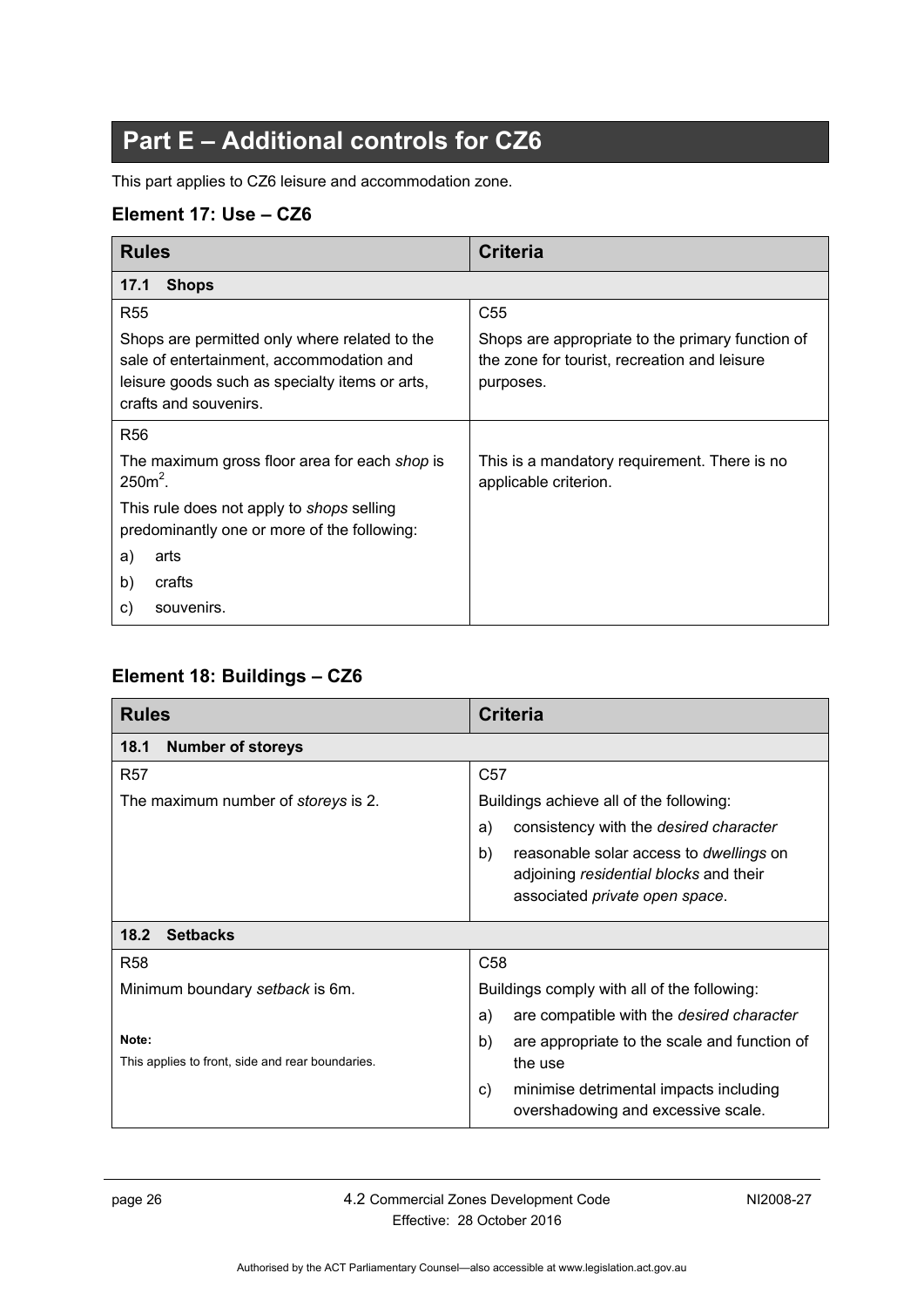# Part E – Additional controls for CZ6

This part applies to CZ6 leisure and accommodation zone.

### Element 17: Use – CZ6

| Rules | Criteria |
|---|---|
| **17.1 Shops** | |
| R55<br><br>Shops are permitted only where related to the sale of entertainment, accommodation and leisure goods such as specialty items or arts, crafts and souvenirs. | C55<br><br>Shops are appropriate to the primary function of the zone for tourist, recreation and leisure purposes. |
| R56<br><br>The maximum gross floor area for each *shop* is $250m^2$.<br><br>This rule does not apply to *shops* selling predominantly one or more of the following:<br>a) arts<br>b) crafts<br>c) souvenirs. | This is a mandatory requirement. There is no applicable criterion. |

### Element 18: Buildings – CZ6

| Rules | Criteria |
|---|---|
| **18.1 Number of storeys** | |
| R57<br><br>The maximum number of *storeys* is 2. | C57<br><br>Buildings achieve all of the following:<br>a) consistency with the *desired character*<br>b) reasonable solar access to *dwellings* on adjoining *residential blocks* and their associated *private open space*. |
| **18.2 Setbacks** | |
| R58<br><br>Minimum boundary *setback* is 6m.<br><br>**Note:**<br>This applies to front, side and rear boundaries. | C58<br><br>Buildings comply with all of the following:<br>a) are compatible with the *desired character*<br>b) are appropriate to the scale and function of the use<br>c) minimise detrimental impacts including overshadowing and excessive scale. |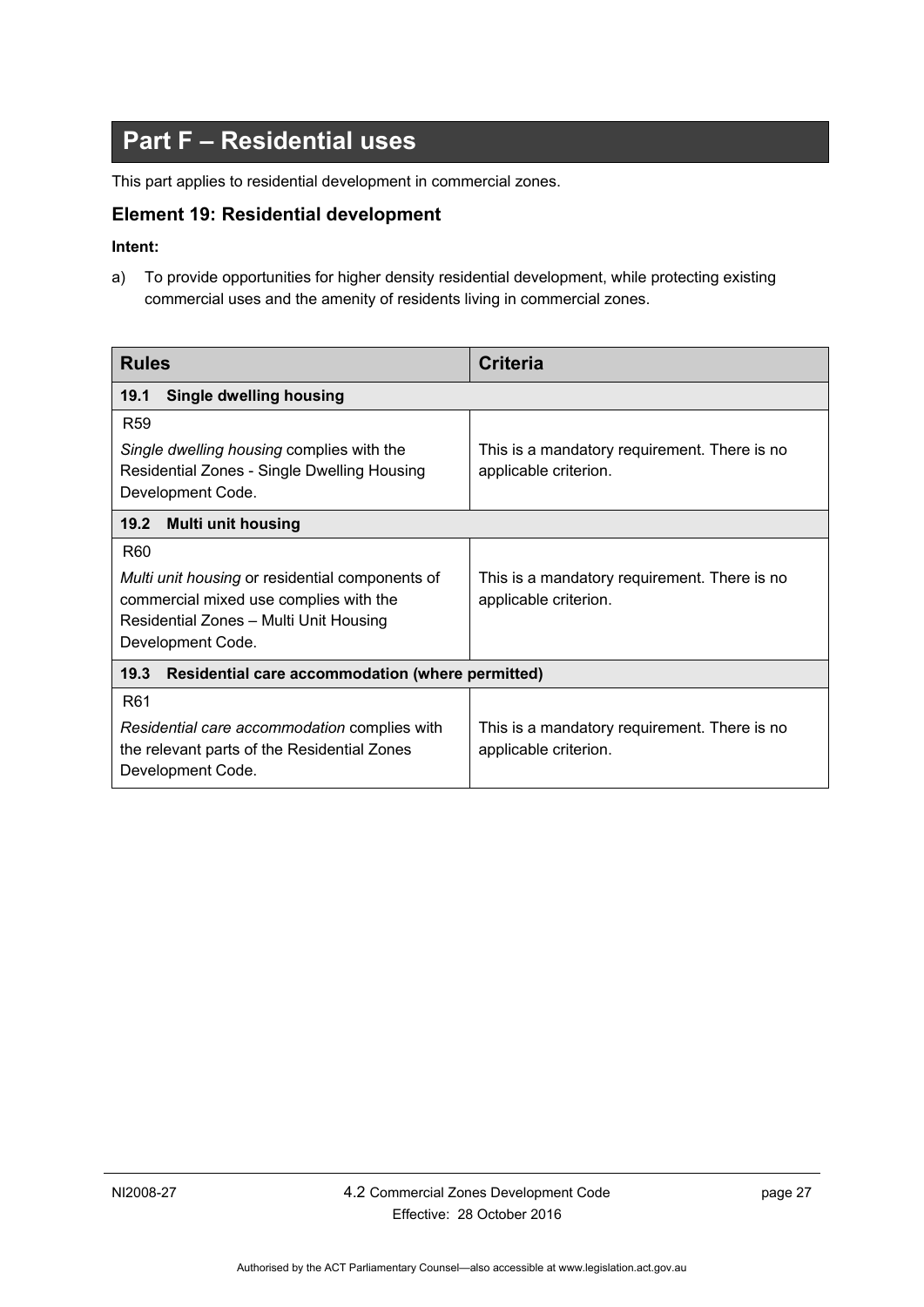# Part F – Residential uses

This part applies to residential development in commercial zones.

## Element 19: Residential development

**Intent:**

a) To provide opportunities for higher density residential development, while protecting existing commercial uses and the amenity of residents living in commercial zones.

| Rules | Criteria |
|---|---|
| **19.1 Single dwelling housing** | |
| R59<br><br>*Single dwelling housing* complies with the Residential Zones - Single Dwelling Housing Development Code. | This is a mandatory requirement. There is no applicable criterion. |
| **19.2 Multi unit housing** | |
| R60<br><br>*Multi unit housing* or residential components of commercial mixed use complies with the Residential Zones – Multi Unit Housing Development Code. | This is a mandatory requirement. There is no applicable criterion. |
| **19.3 Residential care accommodation (where permitted)** | |
| R61<br><br>*Residential care accommodation* complies with the relevant parts of the Residential Zones Development Code. | This is a mandatory requirement. There is no applicable criterion. |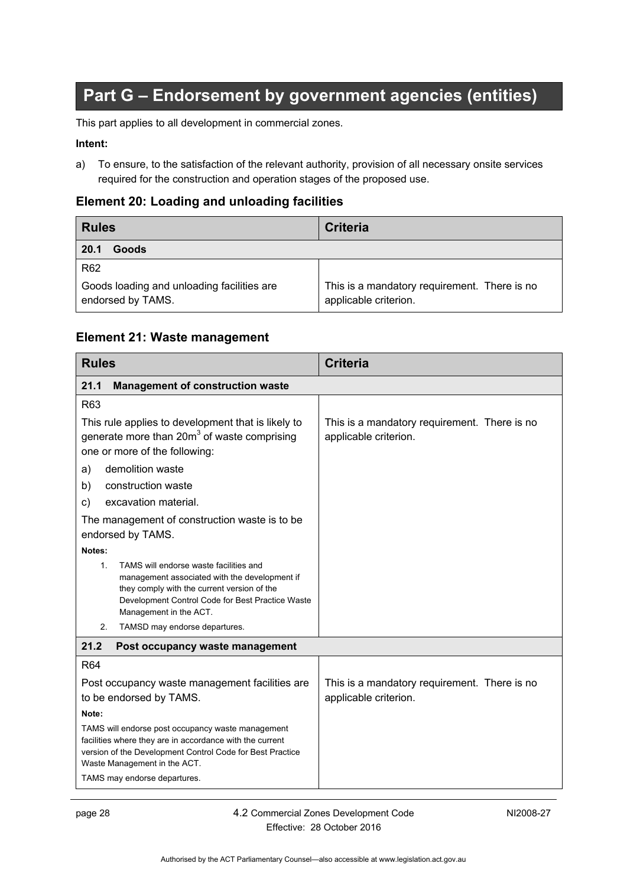# Part G – Endorsement by government agencies (entities)

This part applies to all development in commercial zones.

**Intent:**

a) To ensure, to the satisfaction of the relevant authority, provision of all necessary onsite services required for the construction and operation stages of the proposed use.

## Element 20: Loading and unloading facilities

| Rules | Criteria |
|---|---|
| **20.1 Goods** | |
| R62<br><br>Goods loading and unloading facilities are endorsed by TAMS. | This is a mandatory requirement. There is no applicable criterion. |

## Element 21: Waste management

| Rules | Criteria |
|---|---|
| **21.1 Management of construction waste** | |
| R63<br><br>This rule applies to development that is likely to generate more than 20m$^3$ of waste comprising one or more of the following:<br>a) demolition waste<br>b) construction waste<br>c) excavation material.<br><br>The management of construction waste is to be endorsed by TAMS.<br><br>**Notes:**<br>1. TAMS will endorse waste facilities and management associated with the development if they comply with the current version of the Development Control Code for Best Practice Waste Management in the ACT.<br>2. TAMSD may endorse departures. | This is a mandatory requirement. There is no applicable criterion. |
| **21.2 Post occupancy waste management** | |
| R64<br><br>Post occupancy waste management facilities are to be endorsed by TAMS.<br><br>**Note:**<br>TAMS will endorse post occupancy waste management facilities where they are in accordance with the current version of the Development Control Code for Best Practice Waste Management in the ACT.<br>TAMS may endorse departures. | This is a mandatory requirement. There is no applicable criterion. |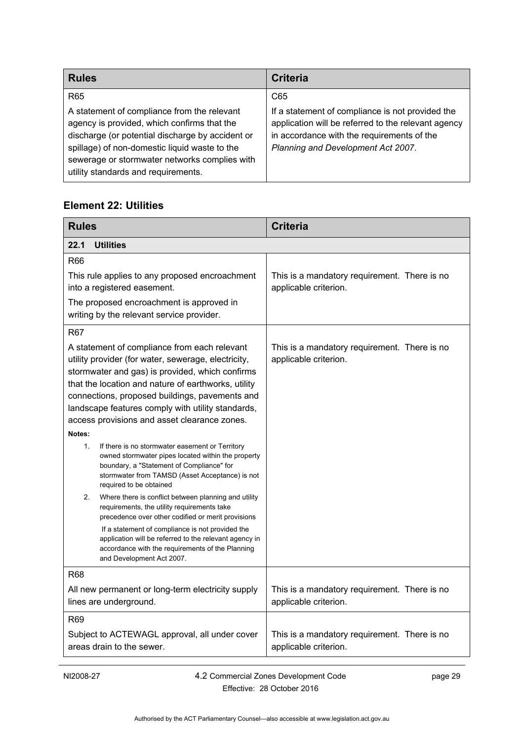| Rules | Criteria |
| --- | --- |
| R65<br><br>A statement of compliance from the relevant agency is provided, which confirms that the discharge (or potential discharge by accident or spillage) of non-domestic liquid waste to the sewerage or stormwater networks complies with utility standards and requirements. | C65<br><br>If a statement of compliance is not provided the application will be referred to the relevant agency in accordance with the requirements of the *Planning and Development Act 2007*. |

## Element 22: Utilities

| Rules | Criteria |
| --- | --- |
| **22.1 Utilities** | |
| R66<br><br>This rule applies to any proposed encroachment into a registered easement.<br><br>The proposed encroachment is approved in writing by the relevant service provider. | This is a mandatory requirement. There is no applicable criterion. |
| R67<br><br>A statement of compliance from each relevant utility provider (for water, sewerage, electricity, stormwater and gas) is provided, which confirms that the location and nature of earthworks, utility connections, proposed buildings, pavements and landscape features comply with utility standards, access provisions and asset clearance zones.<br><br>**Notes:**<br><br>1. If there is no stormwater easement or Territory owned stormwater pipes located within the property boundary, a "Statement of Compliance" for stormwater from TAMSD (Asset Acceptance) is not required to be obtained<br><br>2. Where there is conflict between planning and utility requirements, the utility requirements take precedence over other codified or merit provisions<br><br>If a statement of compliance is not provided the application will be referred to the relevant agency in accordance with the requirements of the Planning and Development Act 2007. | This is a mandatory requirement. There is no applicable criterion. |
| R68<br><br>All new permanent or long-term electricity supply lines are underground. | This is a mandatory requirement. There is no applicable criterion. |
| R69<br><br>Subject to ACTEWAGL approval, all under cover areas drain to the sewer. | This is a mandatory requirement. There is no applicable criterion. |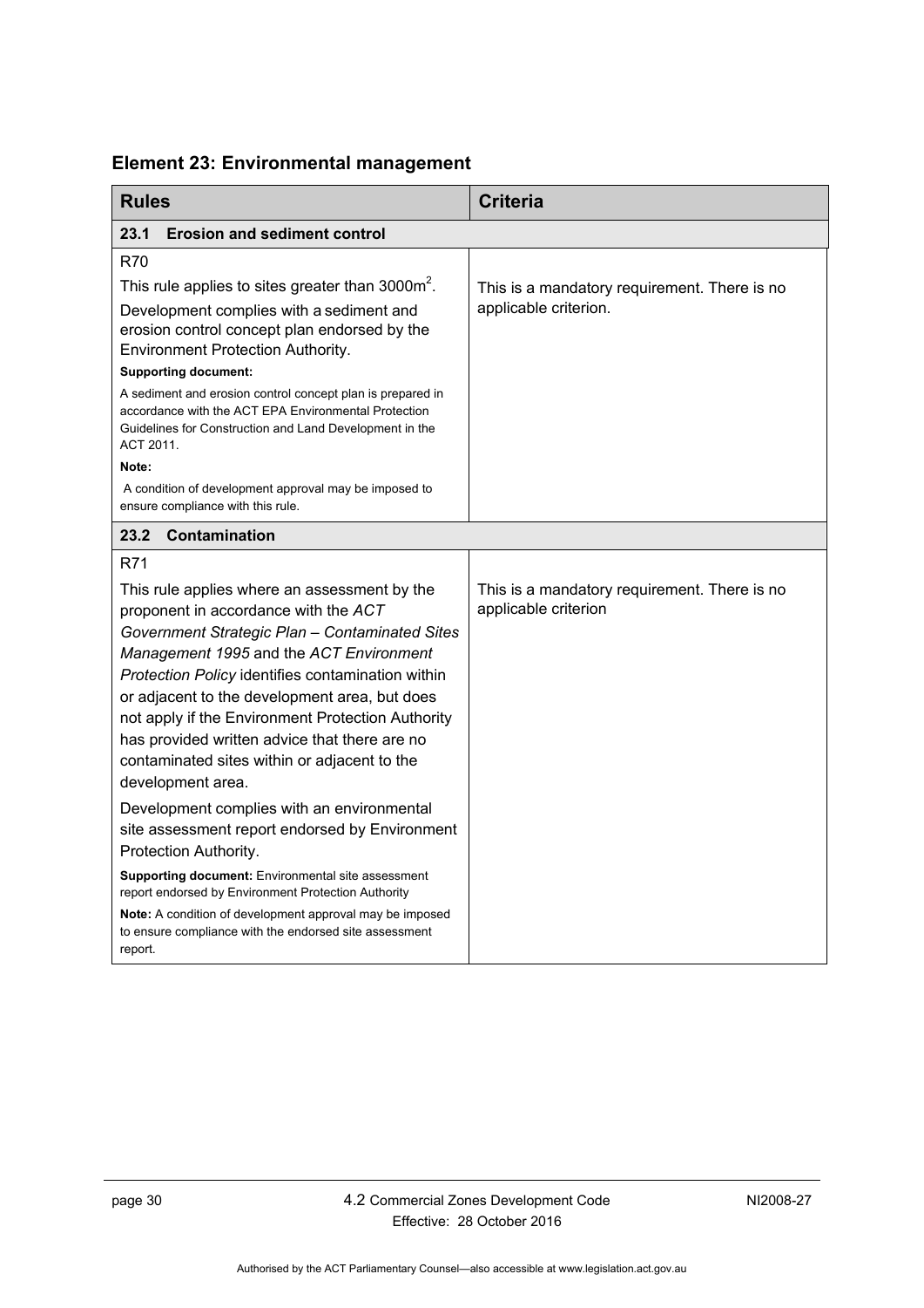## Element 23: Environmental management

| Rules | Criteria |
|---|---|
| **23.1 Erosion and sediment control** | |
| R70<br><br>This rule applies to sites greater than 3000m$^2$.<br><br>Development complies with a sediment and erosion control concept plan endorsed by the Environment Protection Authority.<br><br>**Supporting document:**<br><br>A sediment and erosion control concept plan is prepared in accordance with the ACT EPA Environmental Protection Guidelines for Construction and Land Development in the ACT 2011.<br><br>**Note:**<br><br>A condition of development approval may be imposed to ensure compliance with this rule. | This is a mandatory requirement. There is no applicable criterion. |
| **23.2 Contamination** | |
| R71<br><br>This rule applies where an assessment by the proponent in accordance with the *ACT Government Strategic Plan – Contaminated Sites Management 1995* and the *ACT Environment Protection Policy* identifies contamination within or adjacent to the development area, but does not apply if the Environment Protection Authority has provided written advice that there are no contaminated sites within or adjacent to the development area.<br><br>Development complies with an environmental site assessment report endorsed by Environment Protection Authority.<br><br>**Supporting document:** Environmental site assessment report endorsed by Environment Protection Authority<br><br>**Note:** A condition of development approval may be imposed to ensure compliance with the endorsed site assessment report. | This is a mandatory requirement. There is no applicable criterion |